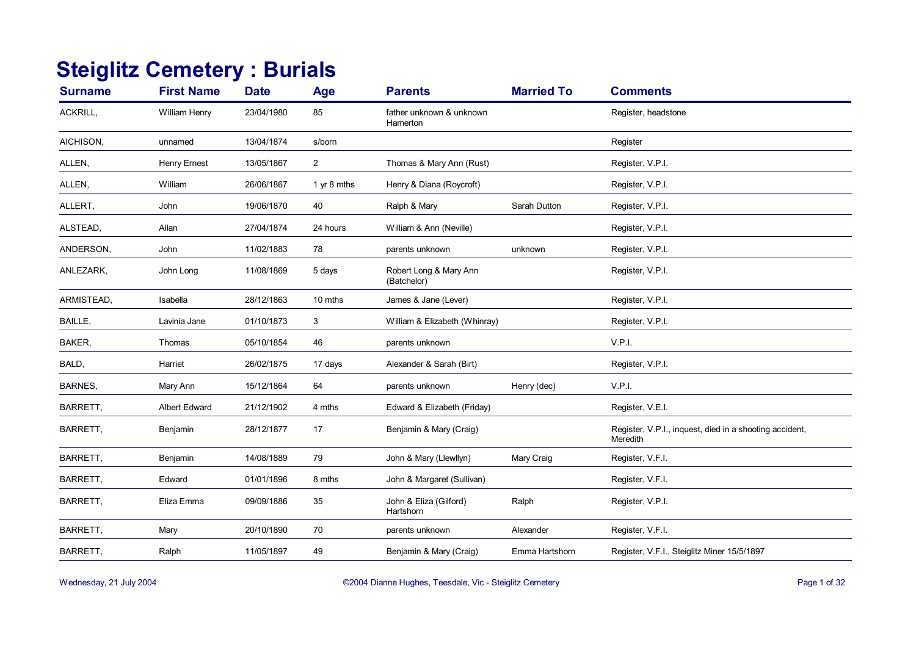# Steiglitz Cemetery : Burials

| Surname | First Name | Date | Age | Parents | Married To | Comments |
|---|---|---|---|---|---|---|
| ACKRILL, | William Henry | 23/04/1980 | 85 | father unknown & unknown Hamerton | | Register, headstone |
| AICHISON, | unnamed | 13/04/1874 | s/born | | | Register |
| ALLEN, | Henry Ernest | 13/05/1867 | 2 | Thomas & Mary Ann (Rust) | | Register, V.P.I. |
| ALLEN, | William | 26/06/1867 | 1 yr 8 mths | Henry & Diana (Roycroft) | | Register, V.P.I. |
| ALLERT, | John | 19/06/1870 | 40 | Ralph & Mary | Sarah Dutton | Register, V.P.I. |
| ALSTEAD, | Allan | 27/04/1874 | 24 hours | William & Ann (Neville) | | Register, V.P.I. |
| ANDERSON, | John | 11/02/1883 | 78 | parents unknown | unknown | Register, V.P.I. |
| ANLEZARK, | John Long | 11/08/1869 | 5 days | Robert Long & Mary Ann (Batchelor) | | Register, V.P.I. |
| ARMISTEAD, | Isabella | 28/12/1863 | 10 mths | James & Jane (Lever) | | Register, V.P.I. |
| BAILLE, | Lavinia Jane | 01/10/1873 | 3 | William & Elizabeth (Whinray) | | Register, V.P.I. |
| BAKER, | Thomas | 05/10/1854 | 46 | parents unknown | | V.P.I. |
| BALD, | Harriet | 26/02/1875 | 17 days | Alexander & Sarah (Birt) | | Register, V.P.I. |
| BARNES, | Mary Ann | 15/12/1864 | 64 | parents unknown | Henry (dec) | V.P.I. |
| BARRETT, | Albert Edward | 21/12/1902 | 4 mths | Edward & Elizabeth (Friday) | | Register, V.E.I. |
| BARRETT, | Benjamin | 28/12/1877 | 17 | Benjamin & Mary (Craig) | | Register, V.P.I., inquest, died in a shooting accident, Meredith |
| BARRETT, | Benjamin | 14/08/1889 | 79 | John & Mary (Llewllyn) | Mary Craig | Register, V.F.I. |
| BARRETT, | Edward | 01/01/1896 | 8 mths | John & Margaret (Sullivan) | | Register, V.F.I. |
| BARRETT, | Eliza Emma | 09/09/1886 | 35 | John & Eliza (Gilford) Hartshorn | Ralph | Register, V.P.I. |
| BARRETT, | Mary | 20/10/1890 | 70 | parents unknown | Alexander | Register, V.F.I. |
| BARRETT, | Ralph | 11/05/1897 | 49 | Benjamin & Mary (Craig) | Emma Hartshorn | Register, V.F.I., Steiglitz Miner 15/5/1897 |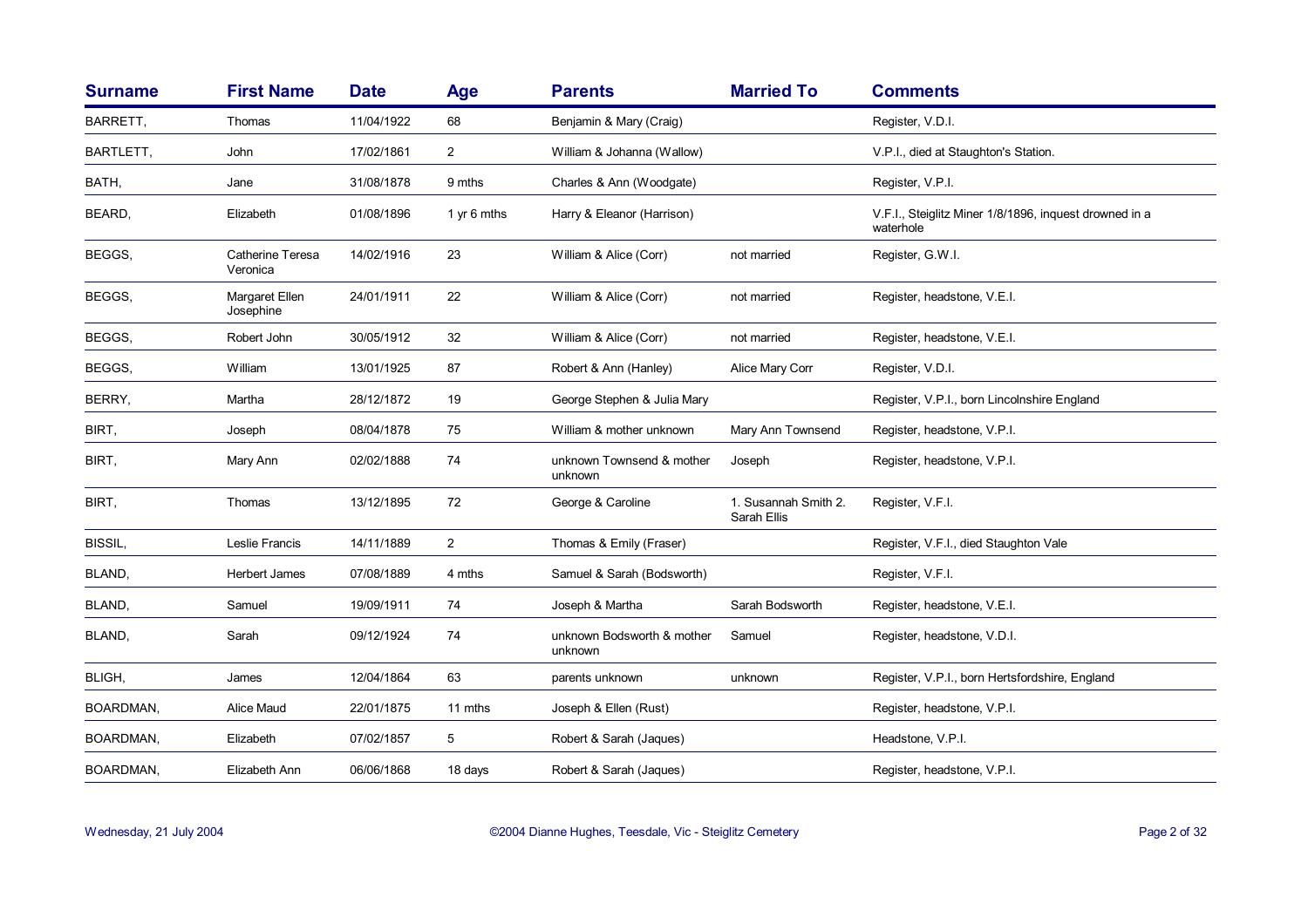| Surname | First Name | Date | Age | Parents | Married To | Comments |
|---|---|---|---|---|---|---|
| BARRETT, | Thomas | 11/04/1922 | 68 | Benjamin & Mary (Craig) | | Register, V.D.I. |
| BARTLETT, | John | 17/02/1861 | 2 | William & Johanna (Wallow) | | V.P.I., died at Staughton's Station. |
| BATH, | Jane | 31/08/1878 | 9 mths | Charles & Ann (Woodgate) | | Register, V.P.I. |
| BEARD, | Elizabeth | 01/08/1896 | 1 yr 6 mths | Harry & Eleanor (Harrison) | | V.F.I., Steiglitz Miner 1/8/1896, inquest drowned in a waterhole |
| BEGGS, | Catherine Teresa Veronica | 14/02/1916 | 23 | William & Alice (Corr) | not married | Register, G.W.I. |
| BEGGS, | Margaret Ellen Josephine | 24/01/1911 | 22 | William & Alice (Corr) | not married | Register, headstone, V.E.I. |
| BEGGS, | Robert John | 30/05/1912 | 32 | William & Alice (Corr) | not married | Register, headstone, V.E.I. |
| BEGGS, | William | 13/01/1925 | 87 | Robert & Ann (Hanley) | Alice Mary Corr | Register, V.D.I. |
| BERRY, | Martha | 28/12/1872 | 19 | George Stephen & Julia Mary | | Register, V.P.I., born Lincolnshire England |
| BIRT, | Joseph | 08/04/1878 | 75 | William & mother unknown | Mary Ann Townsend | Register, headstone, V.P.I. |
| BIRT, | Mary Ann | 02/02/1888 | 74 | unknown Townsend & mother unknown | Joseph | Register, headstone, V.P.I. |
| BIRT, | Thomas | 13/12/1895 | 72 | George & Caroline | 1. Susannah Smith 2. Sarah Ellis | Register, V.F.I. |
| BISSIL, | Leslie Francis | 14/11/1889 | 2 | Thomas & Emily (Fraser) | | Register, V.F.I., died Staughton Vale |
| BLAND, | Herbert James | 07/08/1889 | 4 mths | Samuel & Sarah (Bodsworth) | | Register, V.F.I. |
| BLAND, | Samuel | 19/09/1911 | 74 | Joseph & Martha | Sarah Bodsworth | Register, headstone, V.E.I. |
| BLAND, | Sarah | 09/12/1924 | 74 | unknown Bodsworth & mother unknown | Samuel | Register, headstone, V.D.I. |
| BLIGH, | James | 12/04/1864 | 63 | parents unknown | unknown | Register, V.P.I., born Hertsfordshire, England |
| BOARDMAN, | Alice Maud | 22/01/1875 | 11 mths | Joseph & Ellen (Rust) | | Register, headstone, V.P.I. |
| BOARDMAN, | Elizabeth | 07/02/1857 | 5 | Robert & Sarah (Jaques) | | Headstone, V.P.I. |
| BOARDMAN, | Elizabeth Ann | 06/06/1868 | 18 days | Robert & Sarah (Jaques) | | Register, headstone, V.P.I. |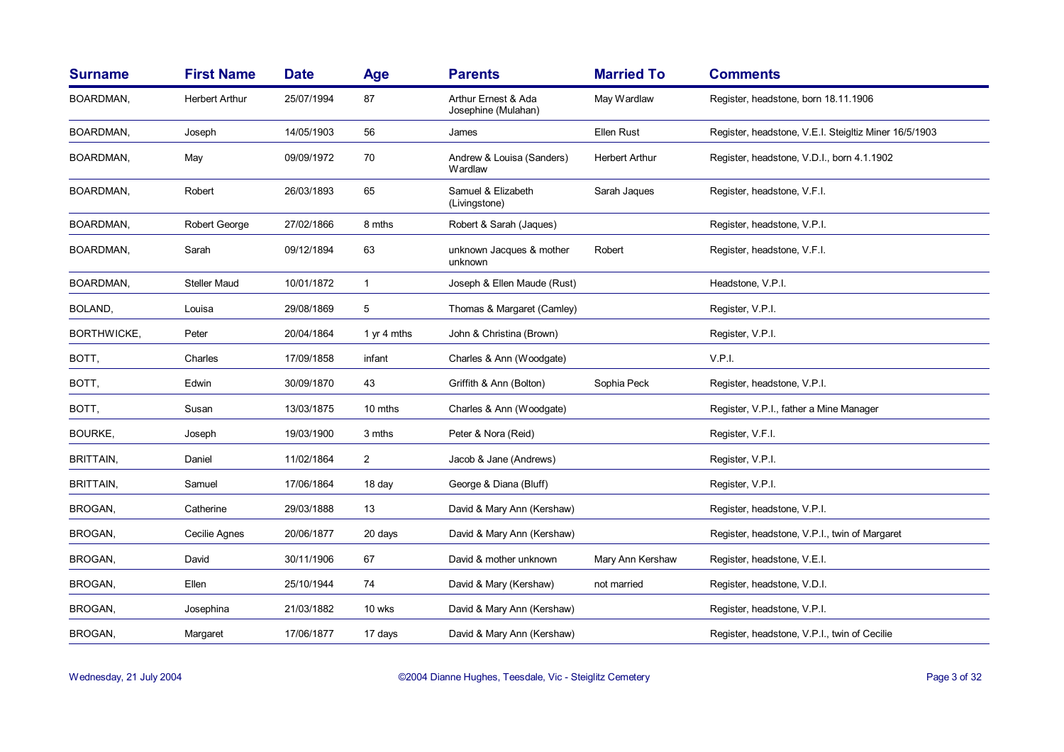| Surname | First Name | Date | Age | Parents | Married To | Comments |
|---|---|---|---|---|---|---|
| BOARDMAN, | Herbert Arthur | 25/07/1994 | 87 | Arthur Ernest & Ada Josephine (Mulahan) | May Wardlaw | Register, headstone, born 18.11.1906 |
| BOARDMAN, | Joseph | 14/05/1903 | 56 | James | Ellen Rust | Register, headstone, V.E.I. Steigltiz Miner 16/5/1903 |
| BOARDMAN, | May | 09/09/1972 | 70 | Andrew & Louisa (Sanders) Wardlaw | Herbert Arthur | Register, headstone, V.D.I., born 4.1.1902 |
| BOARDMAN, | Robert | 26/03/1893 | 65 | Samuel & Elizabeth (Livingstone) | Sarah Jaques | Register, headstone, V.F.I. |
| BOARDMAN, | Robert George | 27/02/1866 | 8 mths | Robert & Sarah (Jaques) | | Register, headstone, V.P.I. |
| BOARDMAN, | Sarah | 09/12/1894 | 63 | unknown Jacques & mother unknown | Robert | Register, headstone, V.F.I. |
| BOARDMAN, | Steller Maud | 10/01/1872 | 1 | Joseph & Ellen Maude (Rust) | | Headstone, V.P.I. |
| BOLAND, | Louisa | 29/08/1869 | 5 | Thomas & Margaret (Camley) | | Register, V.P.I. |
| BORTHWICKE, | Peter | 20/04/1864 | 1 yr 4 mths | John & Christina (Brown) | | Register, V.P.I. |
| BOTT, | Charles | 17/09/1858 | infant | Charles & Ann (Woodgate) | | V.P.I. |
| BOTT, | Edwin | 30/09/1870 | 43 | Griffith & Ann (Bolton) | Sophia Peck | Register, headstone, V.P.I. |
| BOTT, | Susan | 13/03/1875 | 10 mths | Charles & Ann (Woodgate) | | Register, V.P.I., father a Mine Manager |
| BOURKE, | Joseph | 19/03/1900 | 3 mths | Peter & Nora (Reid) | | Register, V.F.I. |
| BRITTAIN, | Daniel | 11/02/1864 | 2 | Jacob & Jane (Andrews) | | Register, V.P.I. |
| BRITTAIN, | Samuel | 17/06/1864 | 18 day | George & Diana (Bluff) | | Register, V.P.I. |
| BROGAN, | Catherine | 29/03/1888 | 13 | David & Mary Ann (Kershaw) | | Register, headstone, V.P.I. |
| BROGAN, | Cecilie Agnes | 20/06/1877 | 20 days | David & Mary Ann (Kershaw) | | Register, headstone, V.P.I., twin of Margaret |
| BROGAN, | David | 30/11/1906 | 67 | David & mother unknown | Mary Ann Kershaw | Register, headstone, V.E.I. |
| BROGAN, | Ellen | 25/10/1944 | 74 | David & Mary (Kershaw) | not married | Register, headstone, V.D.I. |
| BROGAN, | Josephina | 21/03/1882 | 10 wks | David & Mary Ann (Kershaw) | | Register, headstone, V.P.I. |
| BROGAN, | Margaret | 17/06/1877 | 17 days | David & Mary Ann (Kershaw) | | Register, headstone, V.P.I., twin of Cecilie |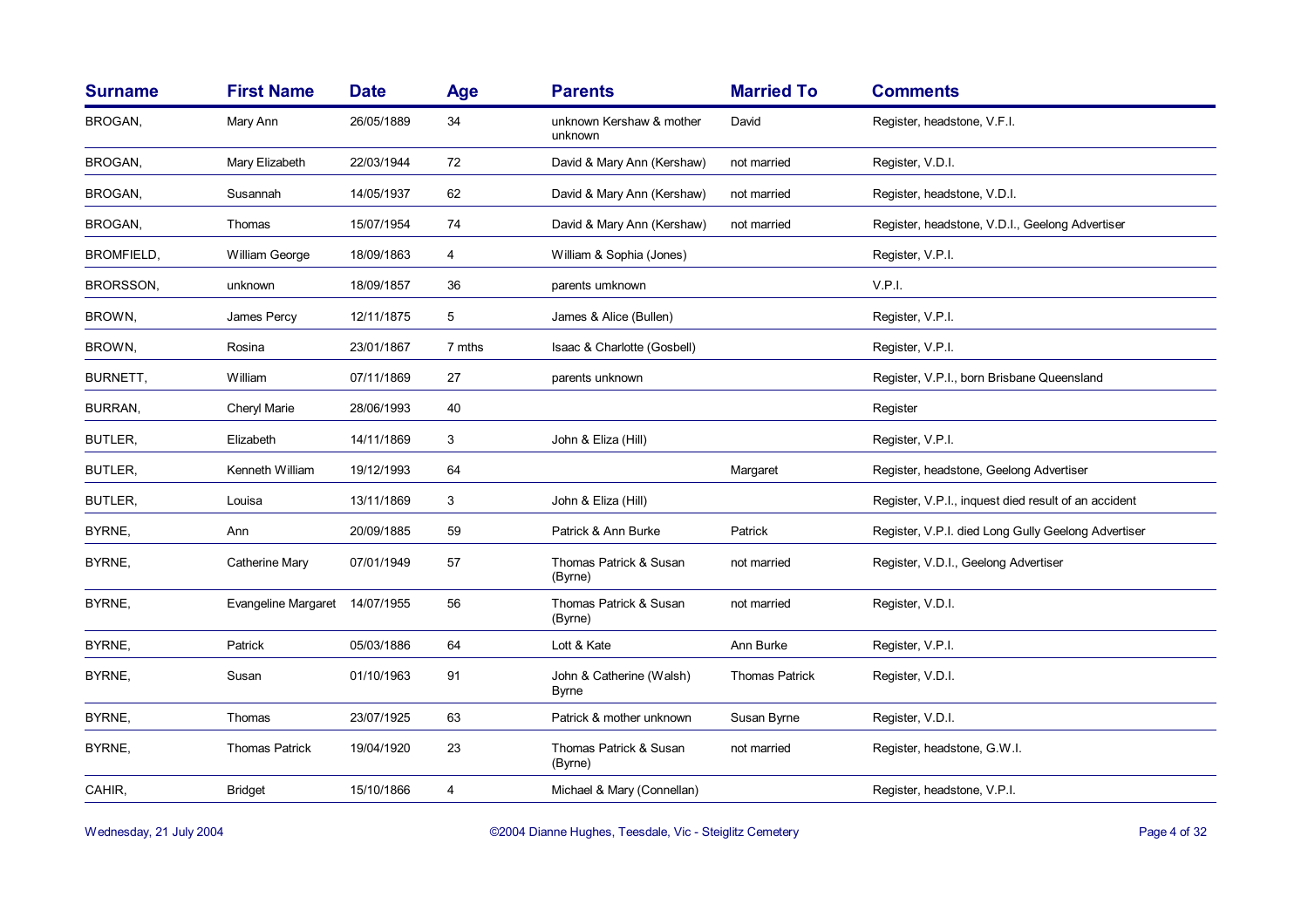| Surname | First Name | Date | Age | Parents | Married To | Comments |
|---|---|---|---|---|---|---|
| BROGAN, | Mary Ann | 26/05/1889 | 34 | unknown Kershaw & mother unknown | David | Register, headstone, V.F.I. |
| BROGAN, | Mary Elizabeth | 22/03/1944 | 72 | David & Mary Ann (Kershaw) | not married | Register, V.D.I. |
| BROGAN, | Susannah | 14/05/1937 | 62 | David & Mary Ann (Kershaw) | not married | Register, headstone, V.D.I. |
| BROGAN, | Thomas | 15/07/1954 | 74 | David & Mary Ann (Kershaw) | not married | Register, headstone, V.D.I., Geelong Advertiser |
| BROMFIELD, | William George | 18/09/1863 | 4 | William & Sophia (Jones) | | Register, V.P.I. |
| BRORSSON, | unknown | 18/09/1857 | 36 | parents umknown | | V.P.I. |
| BROWN, | James Percy | 12/11/1875 | 5 | James & Alice (Bullen) | | Register, V.P.I. |
| BROWN, | Rosina | 23/01/1867 | 7 mths | Isaac & Charlotte (Gosbell) | | Register, V.P.I. |
| BURNETT, | William | 07/11/1869 | 27 | parents unknown | | Register, V.P.I., born Brisbane Queensland |
| BURRAN, | Cheryl Marie | 28/06/1993 | 40 | | | Register |
| BUTLER, | Elizabeth | 14/11/1869 | 3 | John & Eliza (Hill) | | Register, V.P.I. |
| BUTLER, | Kenneth William | 19/12/1993 | 64 | | Margaret | Register, headstone, Geelong Advertiser |
| BUTLER, | Louisa | 13/11/1869 | 3 | John & Eliza (Hill) | | Register, V.P.I., inquest died result of an accident |
| BYRNE, | Ann | 20/09/1885 | 59 | Patrick & Ann Burke | Patrick | Register, V.P.I. died Long Gully Geelong Advertiser |
| BYRNE, | Catherine Mary | 07/01/1949 | 57 | Thomas Patrick & Susan (Byrne) | not married | Register, V.D.I., Geelong Advertiser |
| BYRNE, | Evangeline Margaret | 14/07/1955 | 56 | Thomas Patrick & Susan (Byrne) | not married | Register, V.D.I. |
| BYRNE, | Patrick | 05/03/1886 | 64 | Lott & Kate | Ann Burke | Register, V.P.I. |
| BYRNE, | Susan | 01/10/1963 | 91 | John & Catherine (Walsh) Byrne | Thomas Patrick | Register, V.D.I. |
| BYRNE, | Thomas | 23/07/1925 | 63 | Patrick & mother unknown | Susan Byrne | Register, V.D.I. |
| BYRNE, | Thomas Patrick | 19/04/1920 | 23 | Thomas Patrick & Susan (Byrne) | not married | Register, headstone, G.W.I. |
| CAHIR, | Bridget | 15/10/1866 | 4 | Michael & Mary (Connellan) | | Register, headstone, V.P.I. |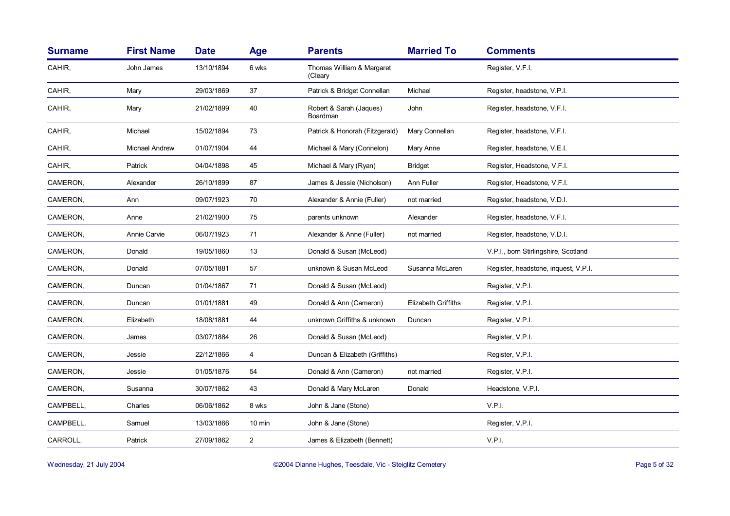| Surname | First Name | Date | Age | Parents | Married To | Comments |
|---|---|---|---|---|---|---|
| CAHIR, | John James | 13/10/1894 | 6 wks | Thomas William & Margaret (Cleary | | Register, V.F.I. |
| CAHIR, | Mary | 29/03/1869 | 37 | Patrick & Bridget Connellan | Michael | Register, headstone, V.P.I. |
| CAHIR, | Mary | 21/02/1899 | 40 | Robert & Sarah (Jaques) Boardman | John | Register, headstone, V.F.I. |
| CAHIR, | Michael | 15/02/1894 | 73 | Patrick & Honorah (Fitzgerald) | Mary Connellan | Register, headstone, V.F.I. |
| CAHIR, | Michael Andrew | 01/07/1904 | 44 | Michael & Mary (Connelon) | Mary Anne | Register, headstone, V.E.I. |
| CAHIR, | Patrick | 04/04/1898 | 45 | Michael & Mary (Ryan) | Bridget | Register, Headstone, V.F.I. |
| CAMERON, | Alexander | 26/10/1899 | 87 | James & Jessie (Nicholson) | Ann Fuller | Register, Headstone, V.F.I. |
| CAMERON, | Ann | 09/07/1923 | 70 | Alexander & Annie (Fuller) | not married | Register, headstone, V.D.I. |
| CAMERON, | Anne | 21/02/1900 | 75 | parents unknown | Alexander | Register, headstone, V.F.I. |
| CAMERON, | Annie Carvie | 06/07/1923 | 71 | Alexander & Anne (Fuller) | not married | Register, headstone, V.D.I. |
| CAMERON, | Donald | 19/05/1860 | 13 | Donald & Susan (McLeod) | | V.P.I., born Stirlingshire, Scotland |
| CAMERON, | Donald | 07/05/1881 | 57 | unknown & Susan McLeod | Susanna McLaren | Register, headstone, inquest, V.P.I. |
| CAMERON, | Duncan | 01/04/1867 | 71 | Donald & Susan (McLeod) | | Register, V.P.I. |
| CAMERON, | Duncan | 01/01/1881 | 49 | Donald & Ann (Cameron) | Elizabeth Griffiths | Register, V.P.I. |
| CAMERON, | Elizabeth | 18/08/1881 | 44 | unknown Griffiths & unknown | Duncan | Register, V.P.I. |
| CAMERON, | James | 03/07/1884 | 26 | Donald & Susan (McLeod) | | Register, V.P.I. |
| CAMERON, | Jessie | 22/12/1866 | 4 | Duncan & Elizabeth (Griffiths) | | Register, V.P.I. |
| CAMERON, | Jessie | 01/05/1876 | 54 | Donald & Ann (Cameron) | not married | Register, V.P.I. |
| CAMERON, | Susanna | 30/07/1862 | 43 | Donald & Mary McLaren | Donald | Headstone, V.P.I. |
| CAMPBELL, | Charles | 06/06/1862 | 8 wks | John & Jane (Stone) | | V.P.I. |
| CAMPBELL, | Samuel | 13/03/1866 | 10 min | John & Jane (Stone) | | Register, V.P.I. |
| CARROLL, | Patrick | 27/09/1862 | 2 | James & Elizabeth (Bennett) | | V.P.I. |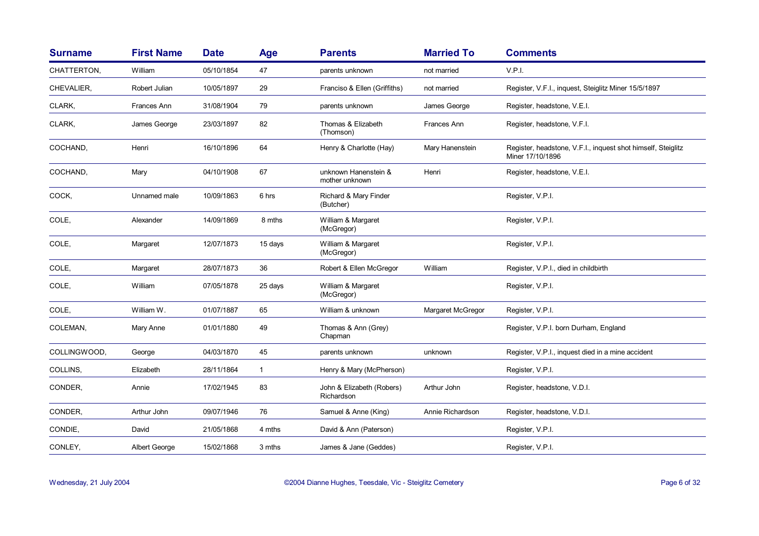| Surname | First Name | Date | Age | Parents | Married To | Comments |
|---|---|---|---|---|---|---|
| CHATTERTON, | William | 05/10/1854 | 47 | parents unknown | not married | V.P.I. |
| CHEVALIER, | Robert Julian | 10/05/1897 | 29 | Franciso & Ellen (Griffiths) | not married | Register, V.F.I., inquest, Steiglitz Miner 15/5/1897 |
| CLARK, | Frances Ann | 31/08/1904 | 79 | parents unknown | James George | Register, headstone, V.E.I. |
| CLARK, | James George | 23/03/1897 | 82 | Thomas & Elizabeth (Thomson) | Frances Ann | Register, headstone, V.F.I. |
| COCHAND, | Henri | 16/10/1896 | 64 | Henry & Charlotte (Hay) | Mary Hanenstein | Register, headstone, V.F.I., inquest shot himself, Steiglitz Miner 17/10/1896 |
| COCHAND, | Mary | 04/10/1908 | 67 | unknown Hanenstein & mother unknown | Henri | Register, headstone, V.E.I. |
| COCK, | Unnamed male | 10/09/1863 | 6 hrs | Richard & Mary Finder (Butcher) | | Register, V.P.I. |
| COLE, | Alexander | 14/09/1869 | 8 mths | William & Margaret (McGregor) | | Register, V.P.I. |
| COLE, | Margaret | 12/07/1873 | 15 days | William & Margaret (McGregor) | | Register, V.P.I. |
| COLE, | Margaret | 28/07/1873 | 36 | Robert & Ellen McGregor | William | Register, V.P.I., died in childbirth |
| COLE, | William | 07/05/1878 | 25 days | William & Margaret (McGregor) | | Register, V.P.I. |
| COLE, | William W. | 01/07/1887 | 65 | William & unknown | Margaret McGregor | Register, V.P.I. |
| COLEMAN, | Mary Anne | 01/01/1880 | 49 | Thomas & Ann (Grey) Chapman | | Register, V.P.I. born Durham, England |
| COLLINGWOOD, | George | 04/03/1870 | 45 | parents unknown | unknown | Register, V.P.I., inquest died in a mine accident |
| COLLINS, | Elizabeth | 28/11/1864 | 1 | Henry & Mary (McPherson) | | Register, V.P.I. |
| CONDER, | Annie | 17/02/1945 | 83 | John & Elizabeth (Robers) Richardson | Arthur John | Register, headstone, V.D.I. |
| CONDER, | Arthur John | 09/07/1946 | 76 | Samuel & Anne (King) | Annie Richardson | Register, headstone, V.D.I. |
| CONDIE, | David | 21/05/1868 | 4 mths | David & Ann (Paterson) | | Register, V.P.I. |
| CONLEY, | Albert George | 15/02/1868 | 3 mths | James & Jane (Geddes) | | Register, V.P.I. |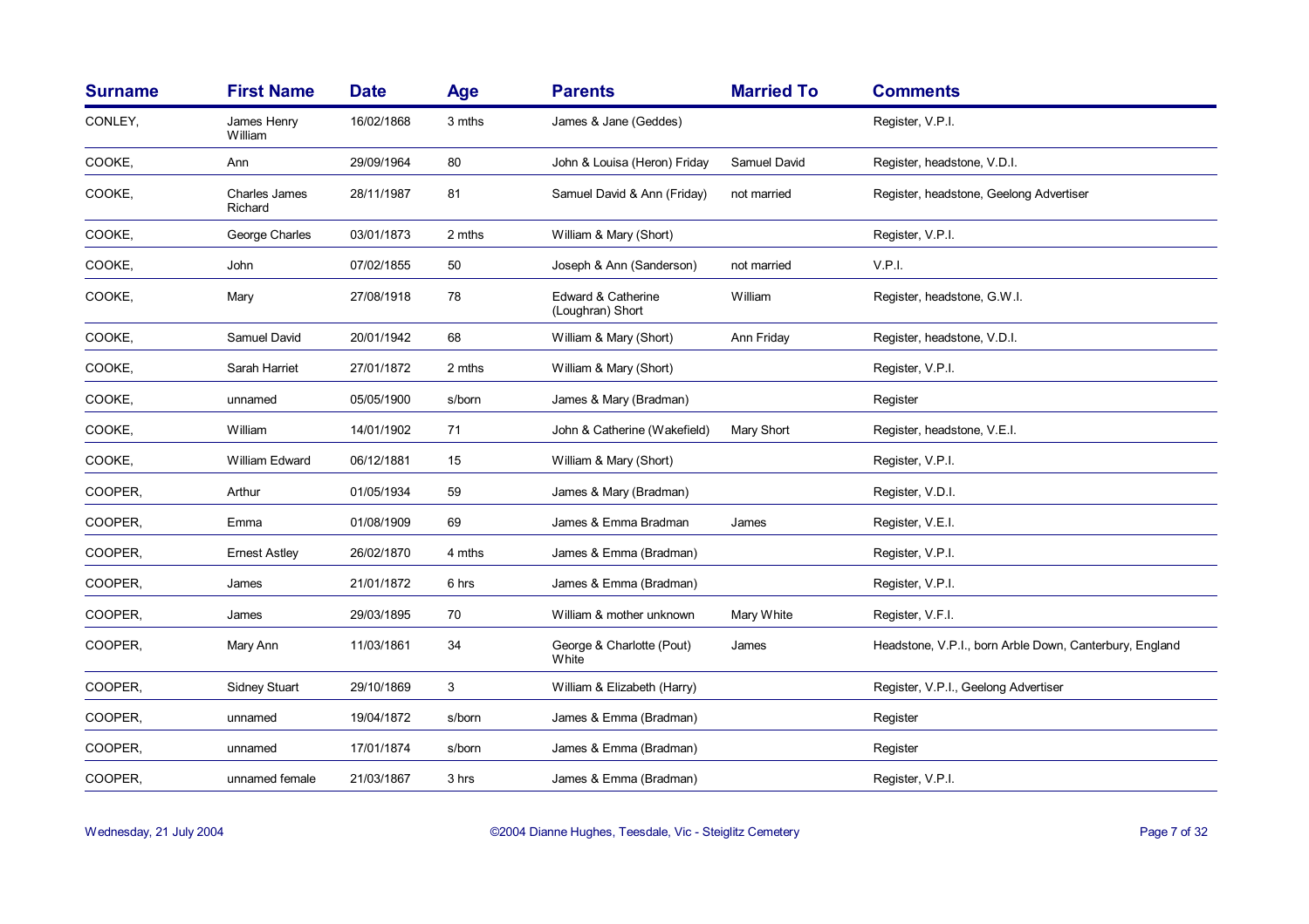| Surname | First Name | Date | Age | Parents | Married To | Comments |
|---|---|---|---|---|---|---|
| CONLEY, | James Henry William | 16/02/1868 | 3 mths | James & Jane (Geddes) | | Register, V.P.I. |
| COOKE, | Ann | 29/09/1964 | 80 | John & Louisa (Heron) Friday | Samuel David | Register, headstone, V.D.I. |
| COOKE, | Charles James Richard | 28/11/1987 | 81 | Samuel David & Ann (Friday) | not married | Register, headstone, Geelong Advertiser |
| COOKE, | George Charles | 03/01/1873 | 2 mths | William & Mary (Short) | | Register, V.P.I. |
| COOKE, | John | 07/02/1855 | 50 | Joseph & Ann (Sanderson) | not married | V.P.I. |
| COOKE, | Mary | 27/08/1918 | 78 | Edward & Catherine (Loughran) Short | William | Register, headstone, G.W.I. |
| COOKE, | Samuel David | 20/01/1942 | 68 | William & Mary (Short) | Ann Friday | Register, headstone, V.D.I. |
| COOKE, | Sarah Harriet | 27/01/1872 | 2 mths | William & Mary (Short) | | Register, V.P.I. |
| COOKE, | unnamed | 05/05/1900 | s/born | James & Mary (Bradman) | | Register |
| COOKE, | William | 14/01/1902 | 71 | John & Catherine (Wakefield) | Mary Short | Register, headstone, V.E.I. |
| COOKE, | William Edward | 06/12/1881 | 15 | William & Mary (Short) | | Register, V.P.I. |
| COOPER, | Arthur | 01/05/1934 | 59 | James & Mary (Bradman) | | Register, V.D.I. |
| COOPER, | Emma | 01/08/1909 | 69 | James & Emma Bradman | James | Register, V.E.I. |
| COOPER, | Ernest Astley | 26/02/1870 | 4 mths | James & Emma (Bradman) | | Register, V.P.I. |
| COOPER, | James | 21/01/1872 | 6 hrs | James & Emma (Bradman) | | Register, V.P.I. |
| COOPER, | James | 29/03/1895 | 70 | William & mother unknown | Mary White | Register, V.F.I. |
| COOPER, | Mary Ann | 11/03/1861 | 34 | George & Charlotte (Pout) White | James | Headstone, V.P.I., born Arble Down, Canterbury, England |
| COOPER, | Sidney Stuart | 29/10/1869 | 3 | William & Elizabeth (Harry) | | Register, V.P.I., Geelong Advertiser |
| COOPER, | unnamed | 19/04/1872 | s/born | James & Emma (Bradman) | | Register |
| COOPER, | unnamed | 17/01/1874 | s/born | James & Emma (Bradman) | | Register |
| COOPER, | unnamed female | 21/03/1867 | 3 hrs | James & Emma (Bradman) | | Register, V.P.I. |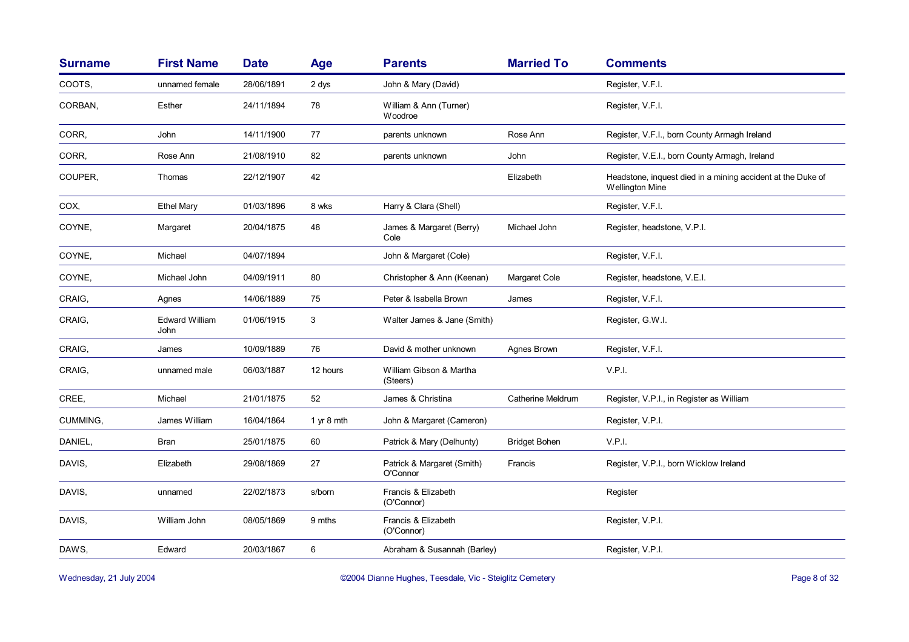| Surname | First Name | Date | Age | Parents | Married To | Comments |
|---|---|---|---|---|---|---|
| COOTS, | unnamed female | 28/06/1891 | 2 dys | John & Mary (David) | | Register, V.F.I. |
| CORBAN, | Esther | 24/11/1894 | 78 | William & Ann (Turner) Woodroe | | Register, V.F.I. |
| CORR, | John | 14/11/1900 | 77 | parents unknown | Rose Ann | Register, V.F.I., born County Armagh Ireland |
| CORR, | Rose Ann | 21/08/1910 | 82 | parents unknown | John | Register, V.E.I., born County Armagh, Ireland |
| COUPER, | Thomas | 22/12/1907 | 42 | | Elizabeth | Headstone, inquest died in a mining accident at the Duke of Wellington Mine |
| COX, | Ethel Mary | 01/03/1896 | 8 wks | Harry & Clara (Shell) | | Register, V.F.I. |
| COYNE, | Margaret | 20/04/1875 | 48 | James & Margaret (Berry) Cole | Michael John | Register, headstone, V.P.I. |
| COYNE, | Michael | 04/07/1894 | | John & Margaret (Cole) | | Register, V.F.I. |
| COYNE, | Michael John | 04/09/1911 | 80 | Christopher & Ann (Keenan) | Margaret Cole | Register, headstone, V.E.I. |
| CRAIG, | Agnes | 14/06/1889 | 75 | Peter & Isabella Brown | James | Register, V.F.I. |
| CRAIG, | Edward William John | 01/06/1915 | 3 | Walter James & Jane (Smith) | | Register, G.W.I. |
| CRAIG, | James | 10/09/1889 | 76 | David & mother unknown | Agnes Brown | Register, V.F.I. |
| CRAIG, | unnamed male | 06/03/1887 | 12 hours | William Gibson & Martha (Steers) | | V.P.I. |
| CREE, | Michael | 21/01/1875 | 52 | James & Christina | Catherine Meldrum | Register, V.P.I., in Register as William |
| CUMMING, | James William | 16/04/1864 | 1 yr 8 mth | John & Margaret (Cameron) | | Register, V.P.I. |
| DANIEL, | Bran | 25/01/1875 | 60 | Patrick & Mary (Delhunty) | Bridget Bohen | V.P.I. |
| DAVIS, | Elizabeth | 29/08/1869 | 27 | Patrick & Margaret (Smith) O'Connor | Francis | Register, V.P.I., born Wicklow Ireland |
| DAVIS, | unnamed | 22/02/1873 | s/born | Francis & Elizabeth (O'Connor) | | Register |
| DAVIS, | William John | 08/05/1869 | 9 mths | Francis & Elizabeth (O'Connor) | | Register, V.P.I. |
| DAWS, | Edward | 20/03/1867 | 6 | Abraham & Susannah (Barley) | | Register, V.P.I. |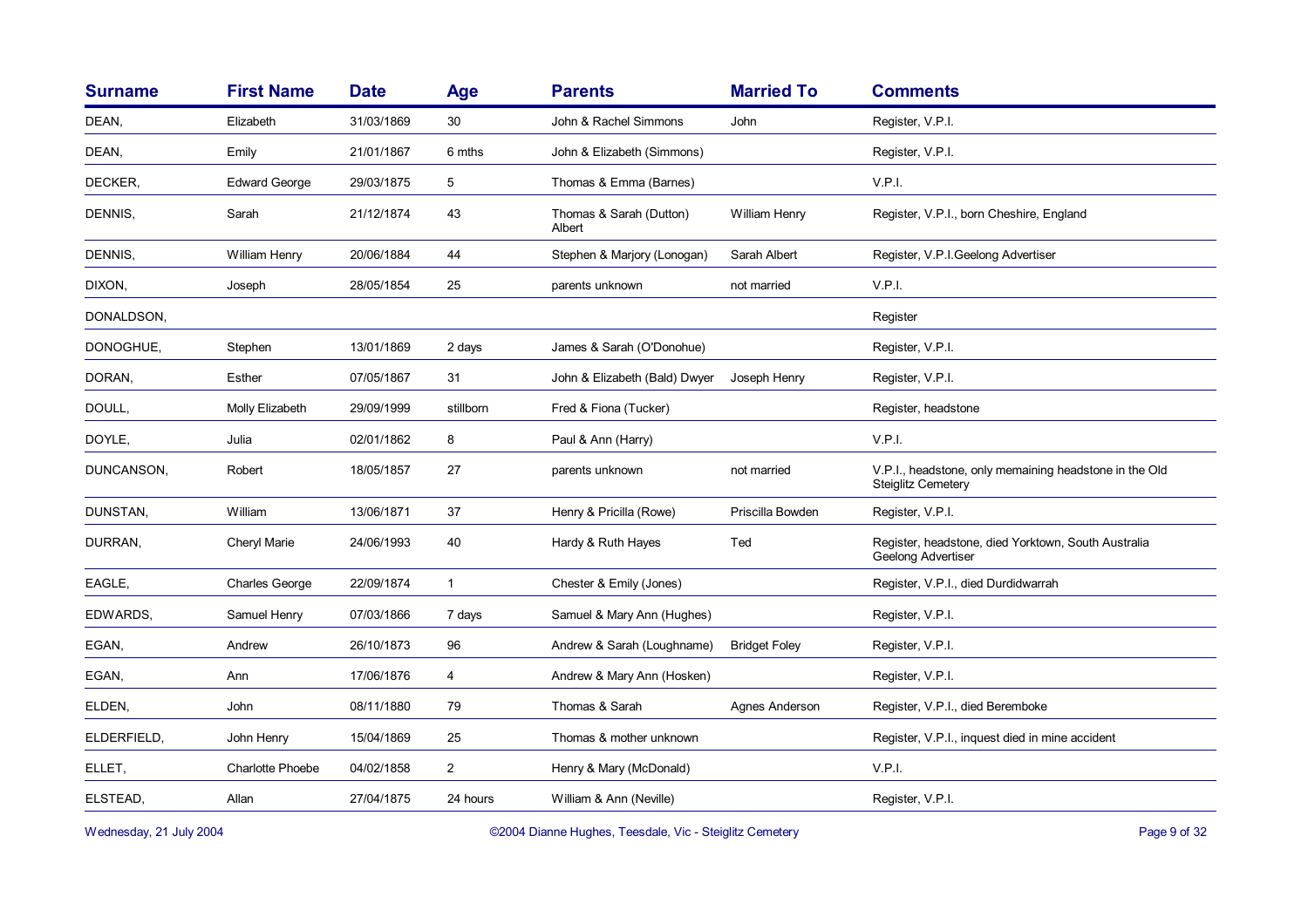| Surname | First Name | Date | Age | Parents | Married To | Comments |
|---|---|---|---|---|---|---|
| DEAN, | Elizabeth | 31/03/1869 | 30 | John & Rachel Simmons | John | Register, V.P.I. |
| DEAN, | Emily | 21/01/1867 | 6 mths | John & Elizabeth (Simmons) | | Register, V.P.I. |
| DECKER, | Edward George | 29/03/1875 | 5 | Thomas & Emma (Barnes) | | V.P.I. |
| DENNIS, | Sarah | 21/12/1874 | 43 | Thomas & Sarah (Dutton) Albert | William Henry | Register, V.P.I., born Cheshire, England |
| DENNIS, | William Henry | 20/06/1884 | 44 | Stephen & Marjory (Lonogan) | Sarah Albert | Register, V.P.I.Geelong Advertiser |
| DIXON, | Joseph | 28/05/1854 | 25 | parents unknown | not married | V.P.I. |
| DONALDSON, | | | | | | Register |
| DONOGHUE, | Stephen | 13/01/1869 | 2 days | James & Sarah (O'Donohue) | | Register, V.P.I. |
| DORAN, | Esther | 07/05/1867 | 31 | John & Elizabeth (Bald) Dwyer | Joseph Henry | Register, V.P.I. |
| DOULL, | Molly Elizabeth | 29/09/1999 | stillborn | Fred & Fiona (Tucker) | | Register, headstone |
| DOYLE, | Julia | 02/01/1862 | 8 | Paul & Ann (Harry) | | V.P.I. |
| DUNCANSON, | Robert | 18/05/1857 | 27 | parents unknown | not married | V.P.I., headstone, only memaining headstone in the Old Steiglitz Cemetery |
| DUNSTAN, | William | 13/06/1871 | 37 | Henry & Pricilla (Rowe) | Priscilla Bowden | Register, V.P.I. |
| DURRAN, | Cheryl Marie | 24/06/1993 | 40 | Hardy & Ruth Hayes | Ted | Register, headstone, died Yorktown, South Australia Geelong Advertiser |
| EAGLE, | Charles George | 22/09/1874 | 1 | Chester & Emily (Jones) | | Register, V.P.I., died Durdidwarrah |
| EDWARDS, | Samuel Henry | 07/03/1866 | 7 days | Samuel & Mary Ann (Hughes) | | Register, V.P.I. |
| EGAN, | Andrew | 26/10/1873 | 96 | Andrew & Sarah (Loughname) | Bridget Foley | Register, V.P.I. |
| EGAN, | Ann | 17/06/1876 | 4 | Andrew & Mary Ann (Hosken) | | Register, V.P.I. |
| ELDEN, | John | 08/11/1880 | 79 | Thomas & Sarah | Agnes Anderson | Register, V.P.I., died Beremboke |
| ELDERFIELD, | John Henry | 15/04/1869 | 25 | Thomas & mother unknown | | Register, V.P.I., inquest died in mine accident |
| ELLET, | Charlotte Phoebe | 04/02/1858 | 2 | Henry & Mary (McDonald) | | V.P.I. |
| ELSTEAD, | Allan | 27/04/1875 | 24 hours | William & Ann (Neville) | | Register, V.P.I. |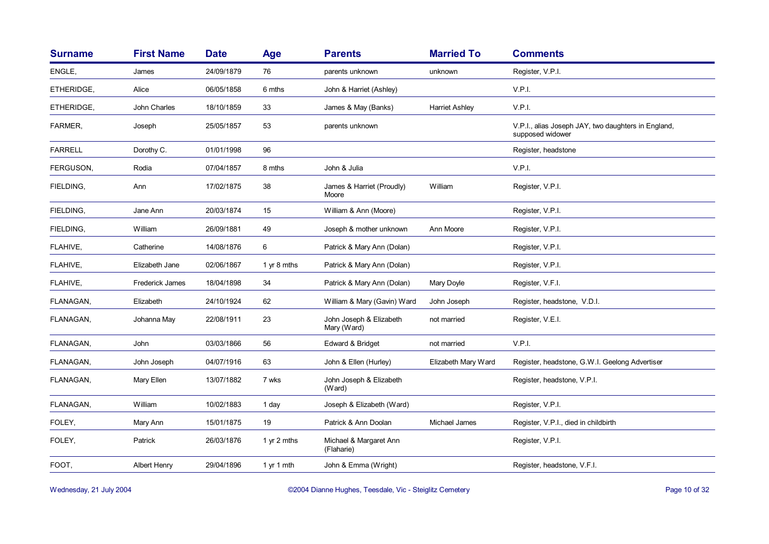| Surname | First Name | Date | Age | Parents | Married To | Comments |
|---|---|---|---|---|---|---|
| ENGLE, | James | 24/09/1879 | 76 | parents unknown | unknown | Register, V.P.I. |
| ETHERIDGE, | Alice | 06/05/1858 | 6 mths | John & Harriet (Ashley) | | V.P.I. |
| ETHERIDGE, | John Charles | 18/10/1859 | 33 | James & May (Banks) | Harriet Ashley | V.P.I. |
| FARMER, | Joseph | 25/05/1857 | 53 | parents unknown | | V.P.I., alias Joseph JAY, two daughters in England, supposed widower |
| FARRELL | Dorothy C. | 01/01/1998 | 96 | | | Register, headstone |
| FERGUSON, | Rodia | 07/04/1857 | 8 mths | John & Julia | | V.P.I. |
| FIELDING, | Ann | 17/02/1875 | 38 | James & Harriet (Proudly) Moore | William | Register, V.P.I. |
| FIELDING, | Jane Ann | 20/03/1874 | 15 | William & Ann (Moore) | | Register, V.P.I. |
| FIELDING, | William | 26/09/1881 | 49 | Joseph & mother unknown | Ann Moore | Register, V.P.I. |
| FLAHIVE, | Catherine | 14/08/1876 | 6 | Patrick & Mary Ann (Dolan) | | Register, V.P.I. |
| FLAHIVE, | Elizabeth Jane | 02/06/1867 | 1 yr 8 mths | Patrick & Mary Ann (Dolan) | | Register, V.P.I. |
| FLAHIVE, | Frederick James | 18/04/1898 | 34 | Patrick & Mary Ann (Dolan) | Mary Doyle | Register, V.F.I. |
| FLANAGAN, | Elizabeth | 24/10/1924 | 62 | William & Mary (Gavin) Ward | John Joseph | Register, headstone, V.D.I. |
| FLANAGAN, | Johanna May | 22/08/1911 | 23 | John Joseph & Elizabeth Mary (Ward) | not married | Register, V.E.I. |
| FLANAGAN, | John | 03/03/1866 | 56 | Edward & Bridget | not married | V.P.I. |
| FLANAGAN, | John Joseph | 04/07/1916 | 63 | John & Ellen (Hurley) | Elizabeth Mary Ward | Register, headstone, G.W.I. Geelong Advertiser |
| FLANAGAN, | Mary Ellen | 13/07/1882 | 7 wks | John Joseph & Elizabeth (Ward) | | Register, headstone, V.P.I. |
| FLANAGAN, | William | 10/02/1883 | 1 day | Joseph & Elizabeth (Ward) | | Register, V.P.I. |
| FOLEY, | Mary Ann | 15/01/1875 | 19 | Patrick & Ann Doolan | Michael James | Register, V.P.I., died in childbirth |
| FOLEY, | Patrick | 26/03/1876 | 1 yr 2 mths | Michael & Margaret Ann (Flaharie) | | Register, V.P.I. |
| FOOT, | Albert Henry | 29/04/1896 | 1 yr 1 mth | John & Emma (Wright) | | Register, headstone, V.F.I. |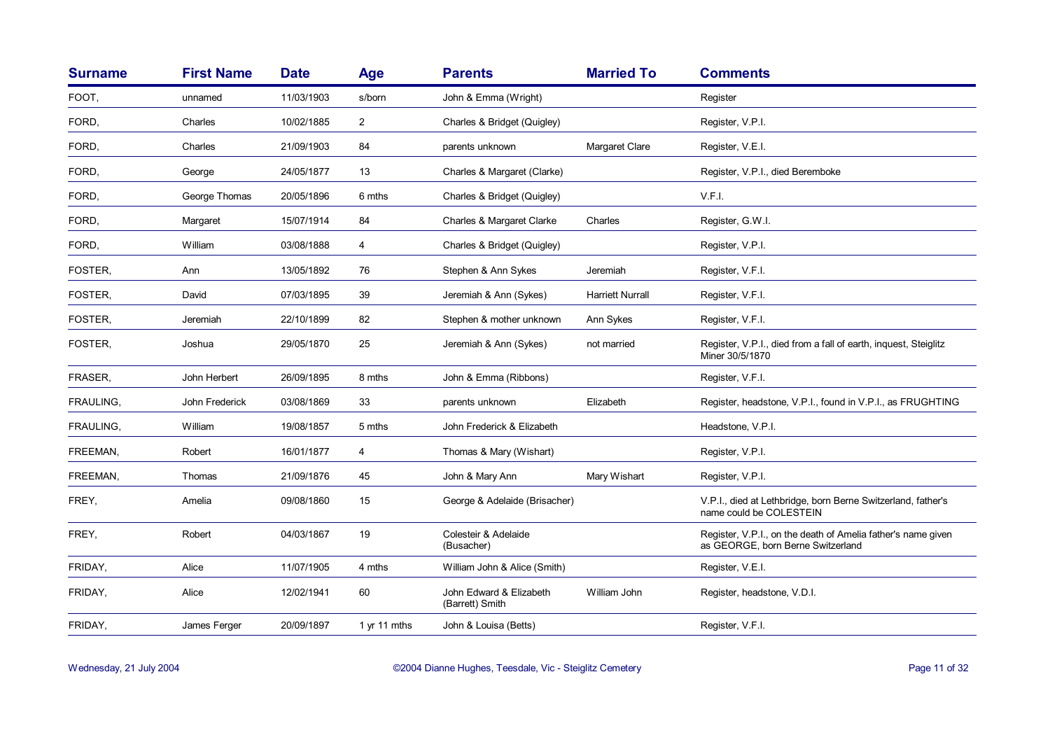| Surname | First Name | Date | Age | Parents | Married To | Comments |
|---|---|---|---|---|---|---|
| FOOT, | unnamed | 11/03/1903 | s/born | John & Emma (Wright) | | Register |
| FORD, | Charles | 10/02/1885 | 2 | Charles & Bridget (Quigley) | | Register, V.P.I. |
| FORD, | Charles | 21/09/1903 | 84 | parents unknown | Margaret Clare | Register, V.E.I. |
| FORD, | George | 24/05/1877 | 13 | Charles & Margaret (Clarke) | | Register, V.P.I., died Beremboke |
| FORD, | George Thomas | 20/05/1896 | 6 mths | Charles & Bridget (Quigley) | | V.F.I. |
| FORD, | Margaret | 15/07/1914 | 84 | Charles & Margaret Clarke | Charles | Register, G.W.I. |
| FORD, | William | 03/08/1888 | 4 | Charles & Bridget (Quigley) | | Register, V.P.I. |
| FOSTER, | Ann | 13/05/1892 | 76 | Stephen & Ann Sykes | Jeremiah | Register, V.F.I. |
| FOSTER, | David | 07/03/1895 | 39 | Jeremiah & Ann (Sykes) | Harriett Nurrall | Register, V.F.I. |
| FOSTER, | Jeremiah | 22/10/1899 | 82 | Stephen & mother unknown | Ann Sykes | Register, V.F.I. |
| FOSTER, | Joshua | 29/05/1870 | 25 | Jeremiah & Ann (Sykes) | not married | Register, V.P.I., died from a fall of earth, inquest, Steiglitz Miner 30/5/1870 |
| FRASER, | John Herbert | 26/09/1895 | 8 mths | John & Emma (Ribbons) | | Register, V.F.I. |
| FRAULING, | John Frederick | 03/08/1869 | 33 | parents unknown | Elizabeth | Register, headstone, V.P.I., found in V.P.I., as FRUGHTING |
| FRAULING, | William | 19/08/1857 | 5 mths | John Frederick & Elizabeth | | Headstone, V.P.I. |
| FREEMAN, | Robert | 16/01/1877 | 4 | Thomas & Mary (Wishart) | | Register, V.P.I. |
| FREEMAN, | Thomas | 21/09/1876 | 45 | John & Mary Ann | Mary Wishart | Register, V.P.I. |
| FREY, | Amelia | 09/08/1860 | 15 | George & Adelaide (Brisacher) | | V.P.I., died at Lethbridge, born Berne Switzerland, father's name could be COLESTEIN |
| FREY, | Robert | 04/03/1867 | 19 | Colesteir & Adelaide (Busacher) | | Register, V.P.I., on the death of Amelia father's name given as GEORGE, born Berne Switzerland |
| FRIDAY, | Alice | 11/07/1905 | 4 mths | William John & Alice (Smith) | | Register, V.E.I. |
| FRIDAY, | Alice | 12/02/1941 | 60 | John Edward & Elizabeth (Barrett) Smith | William John | Register, headstone, V.D.I. |
| FRIDAY, | James Ferger | 20/09/1897 | 1 yr 11 mths | John & Louisa (Betts) | | Register, V.F.I. |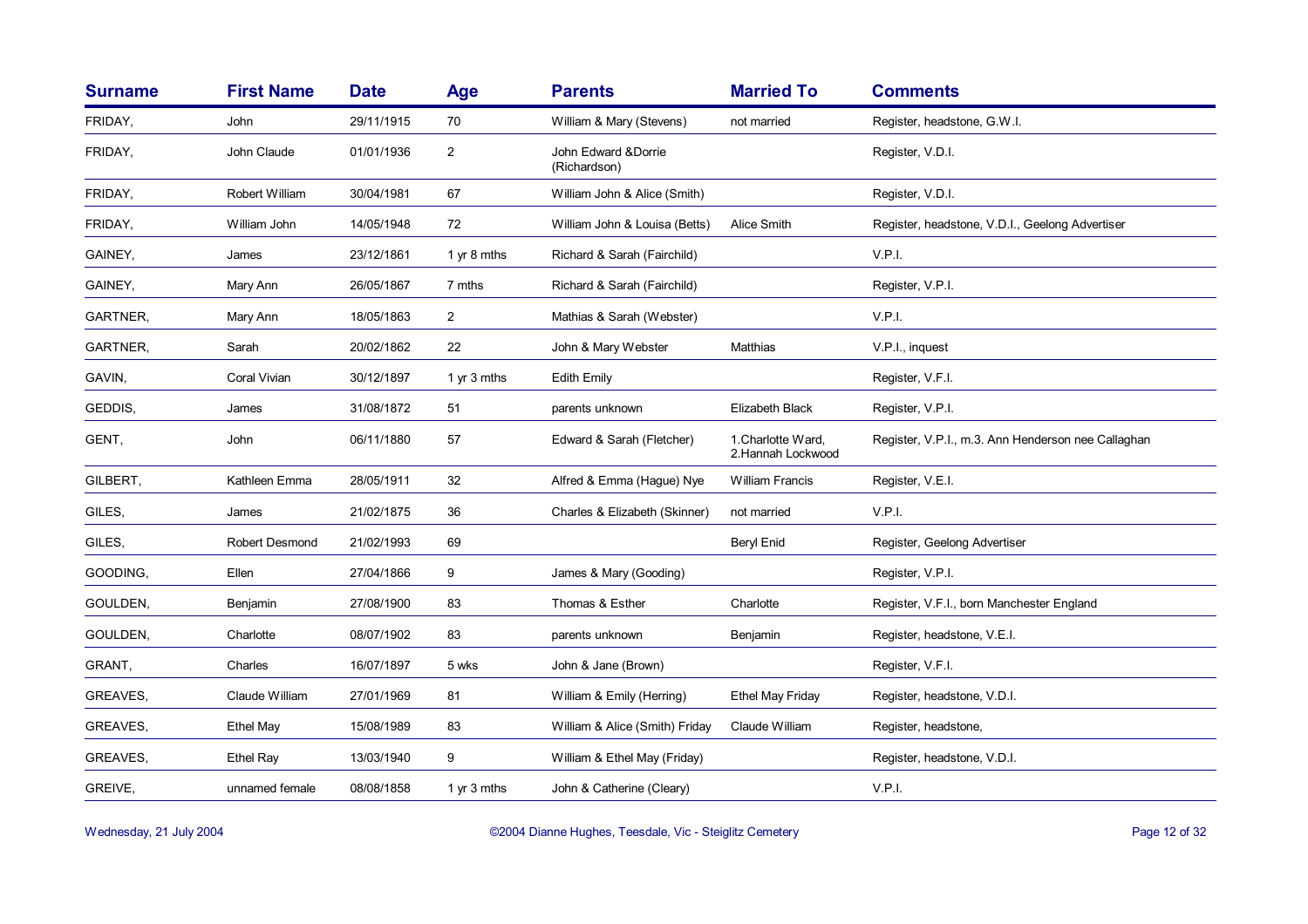| Surname | First Name | Date | Age | Parents | Married To | Comments |
|---|---|---|---|---|---|---|
| FRIDAY, | John | 29/11/1915 | 70 | William & Mary (Stevens) | not married | Register, headstone, G.W.I. |
| FRIDAY, | John Claude | 01/01/1936 | 2 | John Edward &Dorrie (Richardson) | | Register, V.D.I. |
| FRIDAY, | Robert William | 30/04/1981 | 67 | William John & Alice (Smith) | | Register, V.D.I. |
| FRIDAY, | William John | 14/05/1948 | 72 | William John & Louisa (Betts) | Alice Smith | Register, headstone, V.D.I., Geelong Advertiser |
| GAINEY, | James | 23/12/1861 | 1 yr 8 mths | Richard & Sarah (Fairchild) | | V.P.I. |
| GAINEY, | Mary Ann | 26/05/1867 | 7 mths | Richard & Sarah (Fairchild) | | Register, V.P.I. |
| GARTNER, | Mary Ann | 18/05/1863 | 2 | Mathias & Sarah (Webster) | | V.P.I. |
| GARTNER, | Sarah | 20/02/1862 | 22 | John & Mary Webster | Matthias | V.P.I., inquest |
| GAVIN, | Coral Vivian | 30/12/1897 | 1 yr 3 mths | Edith Emily | | Register, V.F.I. |
| GEDDIS, | James | 31/08/1872 | 51 | parents unknown | Elizabeth Black | Register, V.P.I. |
| GENT, | John | 06/11/1880 | 57 | Edward & Sarah (Fletcher) | 1.Charlotte Ward, 2.Hannah Lockwood | Register, V.P.I., m.3. Ann Henderson nee Callaghan |
| GILBERT, | Kathleen Emma | 28/05/1911 | 32 | Alfred & Emma (Hague) Nye | William Francis | Register, V.E.I. |
| GILES, | James | 21/02/1875 | 36 | Charles & Elizabeth (Skinner) | not married | V.P.I. |
| GILES, | Robert Desmond | 21/02/1993 | 69 | | Beryl Enid | Register, Geelong Advertiser |
| GOODING, | Ellen | 27/04/1866 | 9 | James & Mary (Gooding) | | Register, V.P.I. |
| GOULDEN, | Benjamin | 27/08/1900 | 83 | Thomas & Esther | Charlotte | Register, V.F.I., born Manchester England |
| GOULDEN, | Charlotte | 08/07/1902 | 83 | parents unknown | Benjamin | Register, headstone, V.E.I. |
| GRANT, | Charles | 16/07/1897 | 5 wks | John & Jane (Brown) | | Register, V.F.I. |
| GREAVES, | Claude William | 27/01/1969 | 81 | William & Emily (Herring) | Ethel May Friday | Register, headstone, V.D.I. |
| GREAVES, | Ethel May | 15/08/1989 | 83 | William & Alice (Smith) Friday | Claude William | Register, headstone, |
| GREAVES, | Ethel Ray | 13/03/1940 | 9 | William & Ethel May (Friday) | | Register, headstone, V.D.I. |
| GREIVE, | unnamed female | 08/08/1858 | 1 yr 3 mths | John & Catherine (Cleary) | | V.P.I. |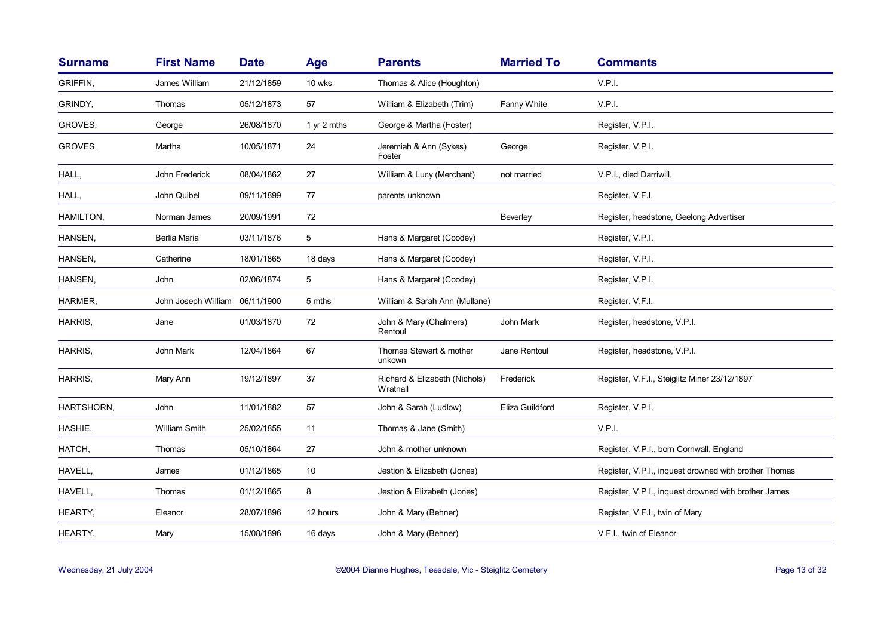| Surname | First Name | Date | Age | Parents | Married To | Comments |
|---|---|---|---|---|---|---|
| GRIFFIN, | James William | 21/12/1859 | 10 wks | Thomas & Alice (Houghton) | | V.P.I. |
| GRINDY, | Thomas | 05/12/1873 | 57 | William & Elizabeth (Trim) | Fanny White | V.P.I. |
| GROVES, | George | 26/08/1870 | 1 yr 2 mths | George & Martha (Foster) | | Register, V.P.I. |
| GROVES, | Martha | 10/05/1871 | 24 | Jeremiah & Ann (Sykes) Foster | George | Register, V.P.I. |
| HALL, | John Frederick | 08/04/1862 | 27 | William & Lucy (Merchant) | not married | V.P.I., died Darriwill. |
| HALL, | John Quibel | 09/11/1899 | 77 | parents unknown | | Register, V.F.I. |
| HAMILTON, | Norman James | 20/09/1991 | 72 | | Beverley | Register, headstone, Geelong Advertiser |
| HANSEN, | Berlia Maria | 03/11/1876 | 5 | Hans & Margaret (Coodey) | | Register, V.P.I. |
| HANSEN, | Catherine | 18/01/1865 | 18 days | Hans & Margaret (Coodey) | | Register, V.P.I. |
| HANSEN, | John | 02/06/1874 | 5 | Hans & Margaret (Coodey) | | Register, V.P.I. |
| HARMER, | John Joseph William | 06/11/1900 | 5 mths | William & Sarah Ann (Mullane) | | Register, V.F.I. |
| HARRIS, | Jane | 01/03/1870 | 72 | John & Mary (Chalmers) Rentoul | John Mark | Register, headstone, V.P.I. |
| HARRIS, | John Mark | 12/04/1864 | 67 | Thomas Stewart & mother unkown | Jane Rentoul | Register, headstone, V.P.I. |
| HARRIS, | Mary Ann | 19/12/1897 | 37 | Richard & Elizabeth (Nichols) Wratnall | Frederick | Register, V.F.I., Steiglitz Miner 23/12/1897 |
| HARTSHORN, | John | 11/01/1882 | 57 | John & Sarah (Ludlow) | Eliza Guildford | Register, V.P.I. |
| HASHIE, | William Smith | 25/02/1855 | 11 | Thomas & Jane (Smith) | | V.P.I. |
| HATCH, | Thomas | 05/10/1864 | 27 | John & mother unknown | | Register, V.P.I., born Cornwall, England |
| HAVELL, | James | 01/12/1865 | 10 | Jestion & Elizabeth (Jones) | | Register, V.P.I., inquest drowned with brother Thomas |
| HAVELL, | Thomas | 01/12/1865 | 8 | Jestion & Elizabeth (Jones) | | Register, V.P.I., inquest drowned with brother James |
| HEARTY, | Eleanor | 28/07/1896 | 12 hours | John & Mary (Behner) | | Register, V.F.I., twin of Mary |
| HEARTY, | Mary | 15/08/1896 | 16 days | John & Mary (Behner) | | V.F.I., twin of Eleanor |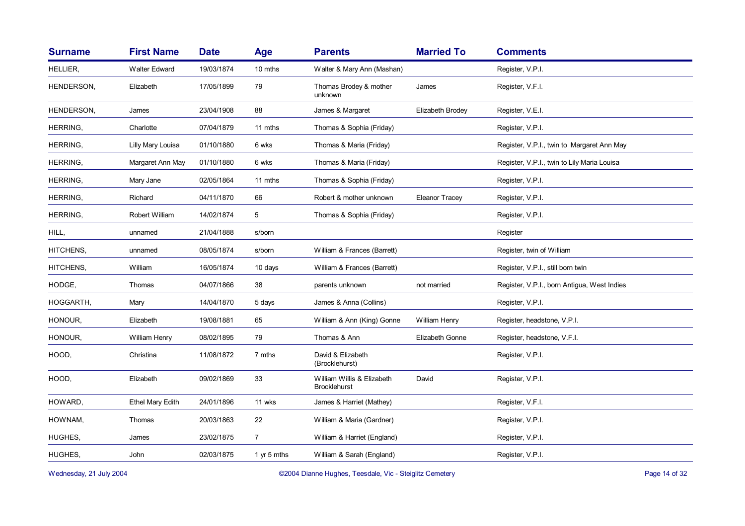| Surname | First Name | Date | Age | Parents | Married To | Comments |
| --- | --- | --- | --- | --- | --- | --- |
| HELLIER, | Walter Edward | 19/03/1874 | 10 mths | Walter & Mary Ann (Mashan) | | Register, V.P.I. |
| HENDERSON, | Elizabeth | 17/05/1899 | 79 | Thomas Brodey & mother unknown | James | Register, V.F.I. |
| HENDERSON, | James | 23/04/1908 | 88 | James & Margaret | Elizabeth Brodey | Register, V.E.I. |
| HERRING, | Charlotte | 07/04/1879 | 11 mths | Thomas & Sophia (Friday) | | Register, V.P.I. |
| HERRING, | Lilly Mary Louisa | 01/10/1880 | 6 wks | Thomas & Maria (Friday) | | Register, V.P.I., twin to Margaret Ann May |
| HERRING, | Margaret Ann May | 01/10/1880 | 6 wks | Thomas & Maria (Friday) | | Register, V.P.I., twin to Lily Maria Louisa |
| HERRING, | Mary Jane | 02/05/1864 | 11 mths | Thomas & Sophia (Friday) | | Register, V.P.I. |
| HERRING, | Richard | 04/11/1870 | 66 | Robert & mother unknown | Eleanor Tracey | Register, V.P.I. |
| HERRING, | Robert William | 14/02/1874 | 5 | Thomas & Sophia (Friday) | | Register, V.P.I. |
| HILL, | unnamed | 21/04/1888 | s/born | | | Register |
| HITCHENS, | unnamed | 08/05/1874 | s/born | William & Frances (Barrett) | | Register, twin of William |
| HITCHENS, | William | 16/05/1874 | 10 days | William & Frances (Barrett) | | Register, V.P.I., still born twin |
| HODGE, | Thomas | 04/07/1866 | 38 | parents unknown | not married | Register, V.P.I., born Antigua, West Indies |
| HOGGARTH, | Mary | 14/04/1870 | 5 days | James & Anna (Collins) | | Register, V.P.I. |
| HONOUR, | Elizabeth | 19/08/1881 | 65 | William & Ann (King) Gonne | William Henry | Register, headstone, V.P.I. |
| HONOUR, | William Henry | 08/02/1895 | 79 | Thomas & Ann | Elizabeth Gonne | Register, headstone, V.F.I. |
| HOOD, | Christina | 11/08/1872 | 7 mths | David & Elizabeth (Brocklehurst) | | Register, V.P.I. |
| HOOD, | Elizabeth | 09/02/1869 | 33 | William Willis & Elizabeth Brocklehurst | David | Register, V.P.I. |
| HOWARD, | Ethel Mary Edith | 24/01/1896 | 11 wks | James & Harriet (Mathey) | | Register, V.F.I. |
| HOWNAM, | Thomas | 20/03/1863 | 22 | William & Maria (Gardner) | | Register, V.P.I. |
| HUGHES, | James | 23/02/1875 | 7 | William & Harriet (England) | | Register, V.P.I. |
| HUGHES, | John | 02/03/1875 | 1 yr 5 mths | William & Sarah (England) | | Register, V.P.I. |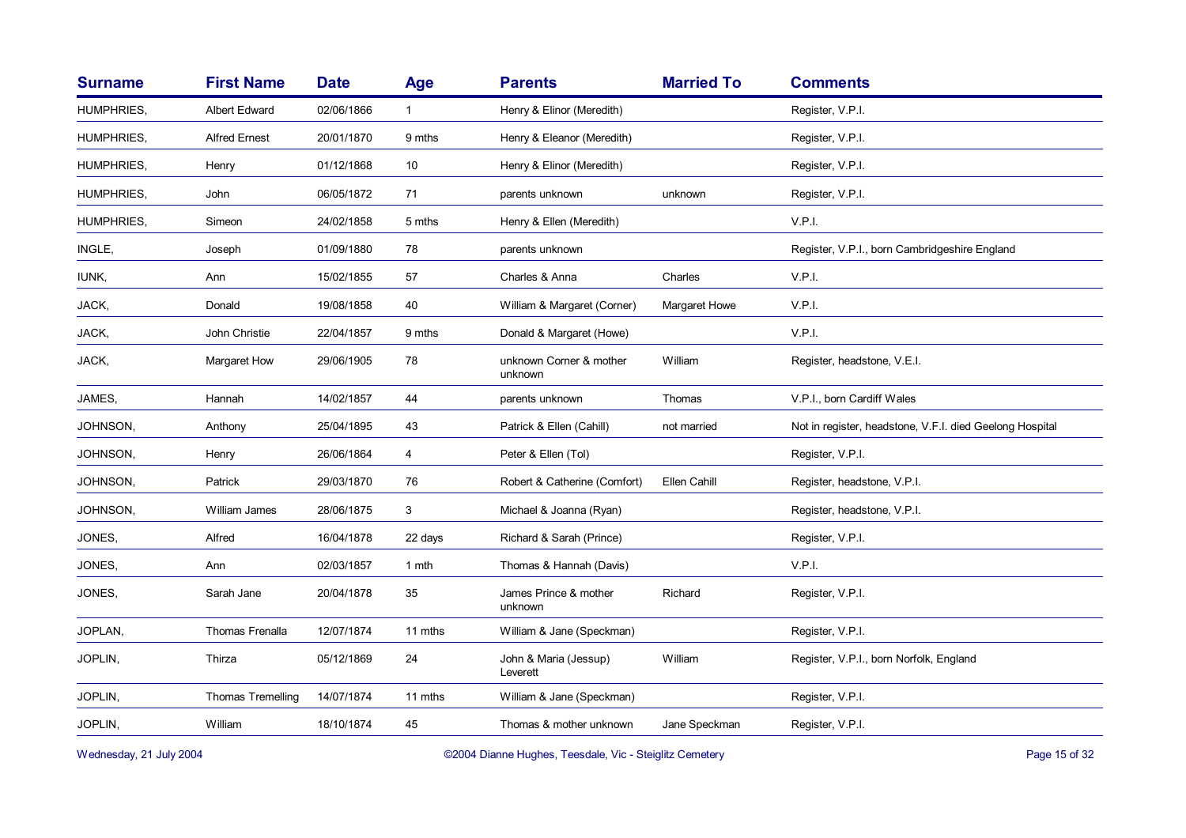| Surname | First Name | Date | Age | Parents | Married To | Comments |
|---|---|---|---|---|---|---|
| HUMPHRIES, | Albert Edward | 02/06/1866 | 1 | Henry & Elinor (Meredith) | | Register, V.P.I. |
| HUMPHRIES, | Alfred Ernest | 20/01/1870 | 9 mths | Henry & Eleanor (Meredith) | | Register, V.P.I. |
| HUMPHRIES, | Henry | 01/12/1868 | 10 | Henry & Elinor (Meredith) | | Register, V.P.I. |
| HUMPHRIES, | John | 06/05/1872 | 71 | parents unknown | unknown | Register, V.P.I. |
| HUMPHRIES, | Simeon | 24/02/1858 | 5 mths | Henry & Ellen (Meredith) | | V.P.I. |
| INGLE, | Joseph | 01/09/1880 | 78 | parents unknown | | Register, V.P.I., born Cambridgeshire England |
| IUNK, | Ann | 15/02/1855 | 57 | Charles & Anna | Charles | V.P.I. |
| JACK, | Donald | 19/08/1858 | 40 | William & Margaret (Corner) | Margaret Howe | V.P.I. |
| JACK, | John Christie | 22/04/1857 | 9 mths | Donald & Margaret (Howe) | | V.P.I. |
| JACK, | Margaret How | 29/06/1905 | 78 | unknown Corner & mother unknown | William | Register, headstone, V.E.I. |
| JAMES, | Hannah | 14/02/1857 | 44 | parents unknown | Thomas | V.P.I., born Cardiff Wales |
| JOHNSON, | Anthony | 25/04/1895 | 43 | Patrick & Ellen (Cahill) | not married | Not in register, headstone, V.F.I. died Geelong Hospital |
| JOHNSON, | Henry | 26/06/1864 | 4 | Peter & Ellen (Tol) | | Register, V.P.I. |
| JOHNSON, | Patrick | 29/03/1870 | 76 | Robert & Catherine (Comfort) | Ellen Cahill | Register, headstone, V.P.I. |
| JOHNSON, | William James | 28/06/1875 | 3 | Michael & Joanna (Ryan) | | Register, headstone, V.P.I. |
| JONES, | Alfred | 16/04/1878 | 22 days | Richard & Sarah (Prince) | | Register, V.P.I. |
| JONES, | Ann | 02/03/1857 | 1 mth | Thomas & Hannah (Davis) | | V.P.I. |
| JONES, | Sarah Jane | 20/04/1878 | 35 | James Prince & mother unknown | Richard | Register, V.P.I. |
| JOPLAN, | Thomas Frenalla | 12/07/1874 | 11 mths | William & Jane (Speckman) | | Register, V.P.I. |
| JOPLIN, | Thirza | 05/12/1869 | 24 | John & Maria (Jessup) Leverett | William | Register, V.P.I., born Norfolk, England |
| JOPLIN, | Thomas Tremelling | 14/07/1874 | 11 mths | William & Jane (Speckman) | | Register, V.P.I. |
| JOPLIN, | William | 18/10/1874 | 45 | Thomas & mother unknown | Jane Speckman | Register, V.P.I. |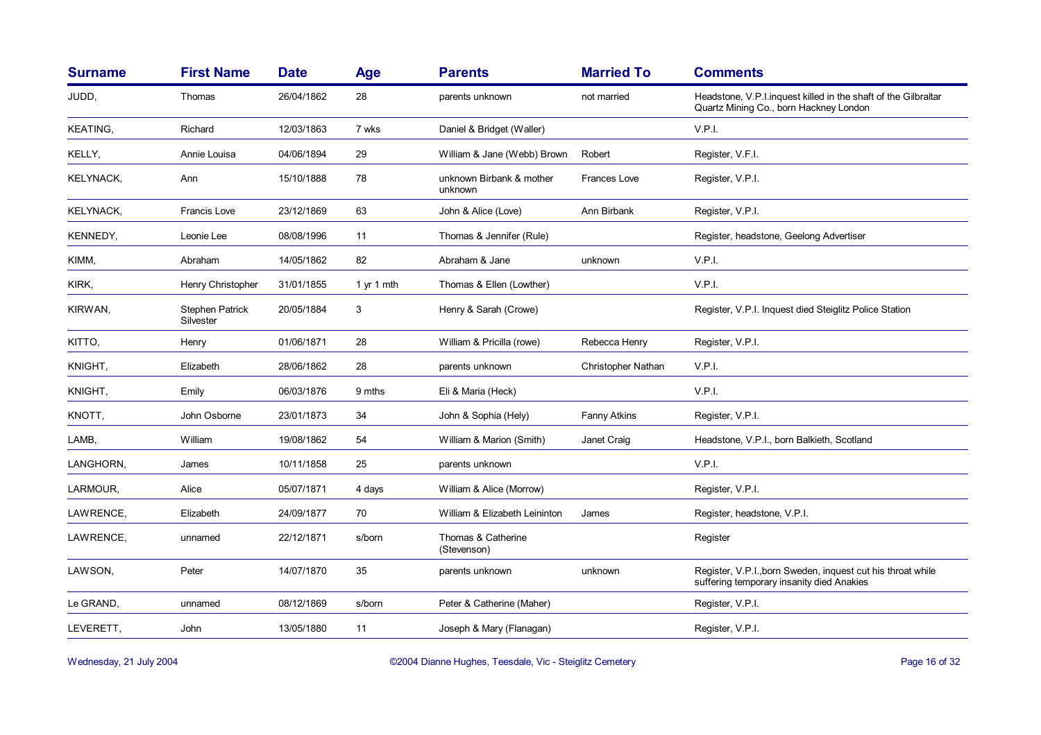| Surname | First Name | Date | Age | Parents | Married To | Comments |
|---|---|---|---|---|---|---|
| JUDD, | Thomas | 26/04/1862 | 28 | parents unknown | not married | Headstone, V.P.I.inquest killed in the shaft of the Gilbraltar Quartz Mining Co., born Hackney London |
| KEATING, | Richard | 12/03/1863 | 7 wks | Daniel & Bridget (Waller) | | V.P.I. |
| KELLY, | Annie Louisa | 04/06/1894 | 29 | William & Jane (Webb) Brown | Robert | Register, V.F.I. |
| KELYNACK, | Ann | 15/10/1888 | 78 | unknown Birbank & mother unknown | Frances Love | Register, V.P.I. |
| KELYNACK, | Francis Love | 23/12/1869 | 63 | John & Alice (Love) | Ann Birbank | Register, V.P.I. |
| KENNEDY, | Leonie Lee | 08/08/1996 | 11 | Thomas & Jennifer (Rule) | | Register, headstone, Geelong Advertiser |
| KIMM, | Abraham | 14/05/1862 | 82 | Abraham & Jane | unknown | V.P.I. |
| KIRK, | Henry Christopher | 31/01/1855 | 1 yr 1 mth | Thomas & Ellen (Lowther) | | V.P.I. |
| KIRWAN, | Stephen Patrick Silvester | 20/05/1884 | 3 | Henry & Sarah (Crowe) | | Register, V.P.I. Inquest died Steiglitz Police Station |
| KITTO, | Henry | 01/06/1871 | 28 | William & Pricilla (rowe) | Rebecca Henry | Register, V.P.I. |
| KNIGHT, | Elizabeth | 28/06/1862 | 28 | parents unknown | Christopher Nathan | V.P.I. |
| KNIGHT, | Emily | 06/03/1876 | 9 mths | Eli & Maria (Heck) | | V.P.I. |
| KNOTT, | John Osborne | 23/01/1873 | 34 | John & Sophia (Hely) | Fanny Atkins | Register, V.P.I. |
| LAMB, | William | 19/08/1862 | 54 | William & Marion (Smith) | Janet Craig | Headstone, V.P.I., born Balkieth, Scotland |
| LANGHORN, | James | 10/11/1858 | 25 | parents unknown | | V.P.I. |
| LARMOUR, | Alice | 05/07/1871 | 4 days | William & Alice (Morrow) | | Register, V.P.I. |
| LAWRENCE, | Elizabeth | 24/09/1877 | 70 | William & Elizabeth Leininton | James | Register, headstone, V.P.I. |
| LAWRENCE, | unnamed | 22/12/1871 | s/born | Thomas & Catherine (Stevenson) | | Register |
| LAWSON, | Peter | 14/07/1870 | 35 | parents unknown | unknown | Register, V.P.I.,born Sweden, inquest cut his throat while suffering temporary insanity died Anakies |
| Le GRAND, | unnamed | 08/12/1869 | s/born | Peter & Catherine (Maher) | | Register, V.P.I. |
| LEVERETT, | John | 13/05/1880 | 11 | Joseph & Mary (Flanagan) | | Register, V.P.I. |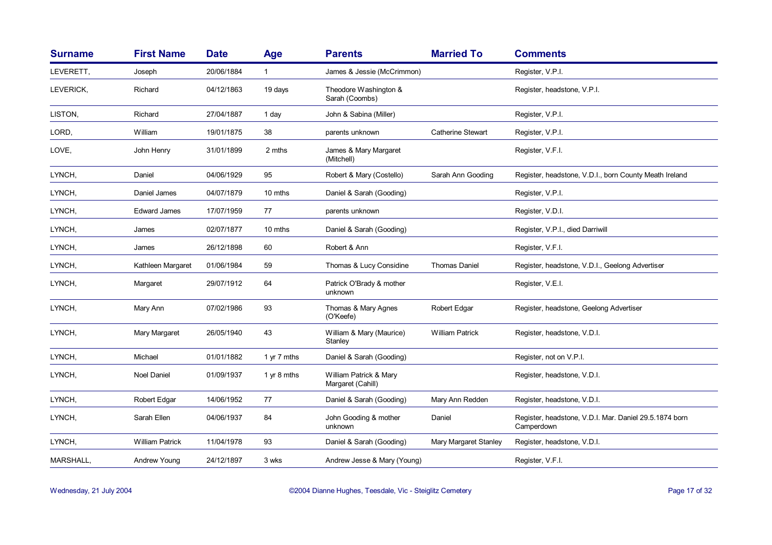| Surname | First Name | Date | Age | Parents | Married To | Comments |
|---|---|---|---|---|---|---|
| LEVERETT, | Joseph | 20/06/1884 | 1 | James & Jessie (McCrimmon) | | Register, V.P.I. |
| LEVERICK, | Richard | 04/12/1863 | 19 days | Theodore Washington & Sarah (Coombs) | | Register, headstone, V.P.I. |
| LISTON, | Richard | 27/04/1887 | 1 day | John & Sabina (Miller) | | Register, V.P.I. |
| LORD, | William | 19/01/1875 | 38 | parents unknown | Catherine Stewart | Register, V.P.I. |
| LOVE, | John Henry | 31/01/1899 | 2 mths | James & Mary Margaret (Mitchell) | | Register, V.F.I. |
| LYNCH, | Daniel | 04/06/1929 | 95 | Robert & Mary (Costello) | Sarah Ann Gooding | Register, headstone, V.D.I., born County Meath Ireland |
| LYNCH, | Daniel James | 04/07/1879 | 10 mths | Daniel & Sarah (Gooding) | | Register, V.P.I. |
| LYNCH, | Edward James | 17/07/1959 | 77 | parents unknown | | Register, V.D.I. |
| LYNCH, | James | 02/07/1877 | 10 mths | Daniel & Sarah (Gooding) | | Register, V.P.I., died Darriwill |
| LYNCH, | James | 26/12/1898 | 60 | Robert & Ann | | Register, V.F.I. |
| LYNCH, | Kathleen Margaret | 01/06/1984 | 59 | Thomas & Lucy Considine | Thomas Daniel | Register, headstone, V.D.I., Geelong Advertiser |
| LYNCH, | Margaret | 29/07/1912 | 64 | Patrick O'Brady & mother unknown | | Register, V.E.I. |
| LYNCH, | Mary Ann | 07/02/1986 | 93 | Thomas & Mary Agnes (O'Keefe) | Robert Edgar | Register, headstone, Geelong Advertiser |
| LYNCH, | Mary Margaret | 26/05/1940 | 43 | William & Mary (Maurice) Stanley | William Patrick | Register, headstone, V.D.I. |
| LYNCH, | Michael | 01/01/1882 | 1 yr 7 mths | Daniel & Sarah (Gooding) | | Register, not on V.P.I. |
| LYNCH, | Noel Daniel | 01/09/1937 | 1 yr 8 mths | William Patrick & Mary Margaret (Cahill) | | Register, headstone, V.D.I. |
| LYNCH, | Robert Edgar | 14/06/1952 | 77 | Daniel & Sarah (Gooding) | Mary Ann Redden | Register, headstone, V.D.I. |
| LYNCH, | Sarah Ellen | 04/06/1937 | 84 | John Gooding & mother unknown | Daniel | Register, headstone, V.D.I. Mar. Daniel 29.5.1874 born Camperdown |
| LYNCH, | William Patrick | 11/04/1978 | 93 | Daniel & Sarah (Gooding) | Mary Margaret Stanley | Register, headstone, V.D.I. |
| MARSHALL, | Andrew Young | 24/12/1897 | 3 wks | Andrew Jesse & Mary (Young) | | Register, V.F.I. |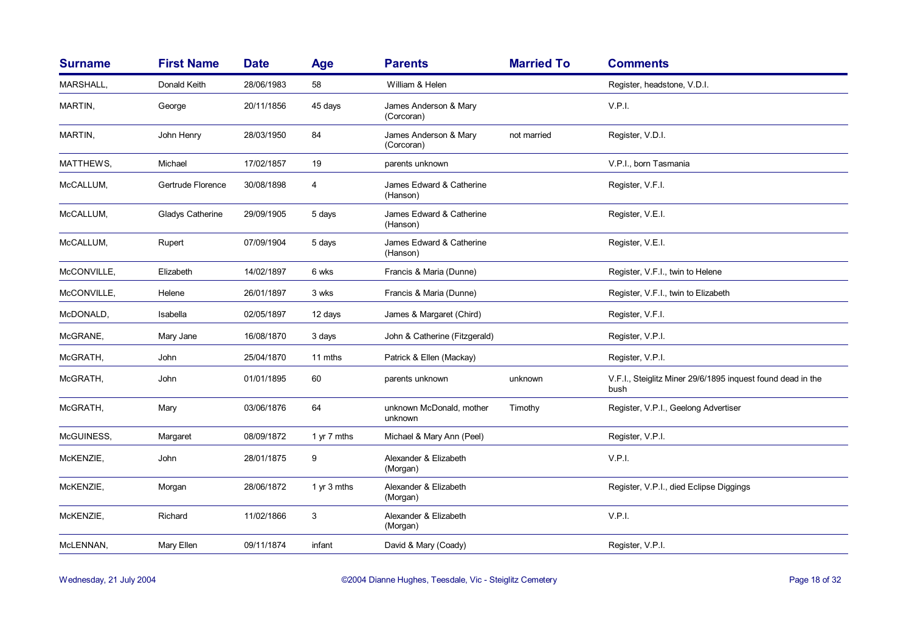| Surname | First Name | Date | Age | Parents | Married To | Comments |
|---|---|---|---|---|---|---|
| MARSHALL, | Donald Keith | 28/06/1983 | 58 | William & Helen | | Register, headstone, V.D.I. |
| MARTIN, | George | 20/11/1856 | 45 days | James Anderson & Mary (Corcoran) | | V.P.I. |
| MARTIN, | John Henry | 28/03/1950 | 84 | James Anderson & Mary (Corcoran) | not married | Register, V.D.I. |
| MATTHEWS, | Michael | 17/02/1857 | 19 | parents unknown | | V.P.I., born Tasmania |
| McCALLUM, | Gertrude Florence | 30/08/1898 | 4 | James Edward & Catherine (Hanson) | | Register, V.F.I. |
| McCALLUM, | Gladys Catherine | 29/09/1905 | 5 days | James Edward & Catherine (Hanson) | | Register, V.E.I. |
| McCALLUM, | Rupert | 07/09/1904 | 5 days | James Edward & Catherine (Hanson) | | Register, V.E.I. |
| McCONVILLE, | Elizabeth | 14/02/1897 | 6 wks | Francis & Maria (Dunne) | | Register, V.F.I., twin to Helene |
| McCONVILLE, | Helene | 26/01/1897 | 3 wks | Francis & Maria (Dunne) | | Register, V.F.I., twin to Elizabeth |
| McDONALD, | Isabella | 02/05/1897 | 12 days | James & Margaret (Chird) | | Register, V.F.I. |
| McGRANE, | Mary Jane | 16/08/1870 | 3 days | John & Catherine (Fitzgerald) | | Register, V.P.I. |
| McGRATH, | John | 25/04/1870 | 11 mths | Patrick & Ellen (Mackay) | | Register, V.P.I. |
| McGRATH, | John | 01/01/1895 | 60 | parents unknown | unknown | V.F.I., Steiglitz Miner 29/6/1895 inquest found dead in the bush |
| McGRATH, | Mary | 03/06/1876 | 64 | unknown McDonald, mother unknown | Timothy | Register, V.P.I., Geelong Advertiser |
| McGUINESS, | Margaret | 08/09/1872 | 1 yr 7 mths | Michael & Mary Ann (Peel) | | Register, V.P.I. |
| McKENZIE, | John | 28/01/1875 | 9 | Alexander & Elizabeth (Morgan) | | V.P.I. |
| McKENZIE, | Morgan | 28/06/1872 | 1 yr 3 mths | Alexander & Elizabeth (Morgan) | | Register, V.P.I., died Eclipse Diggings |
| McKENZIE, | Richard | 11/02/1866 | 3 | Alexander & Elizabeth (Morgan) | | V.P.I. |
| McLENNAN, | Mary Ellen | 09/11/1874 | infant | David & Mary (Coady) | | Register, V.P.I. |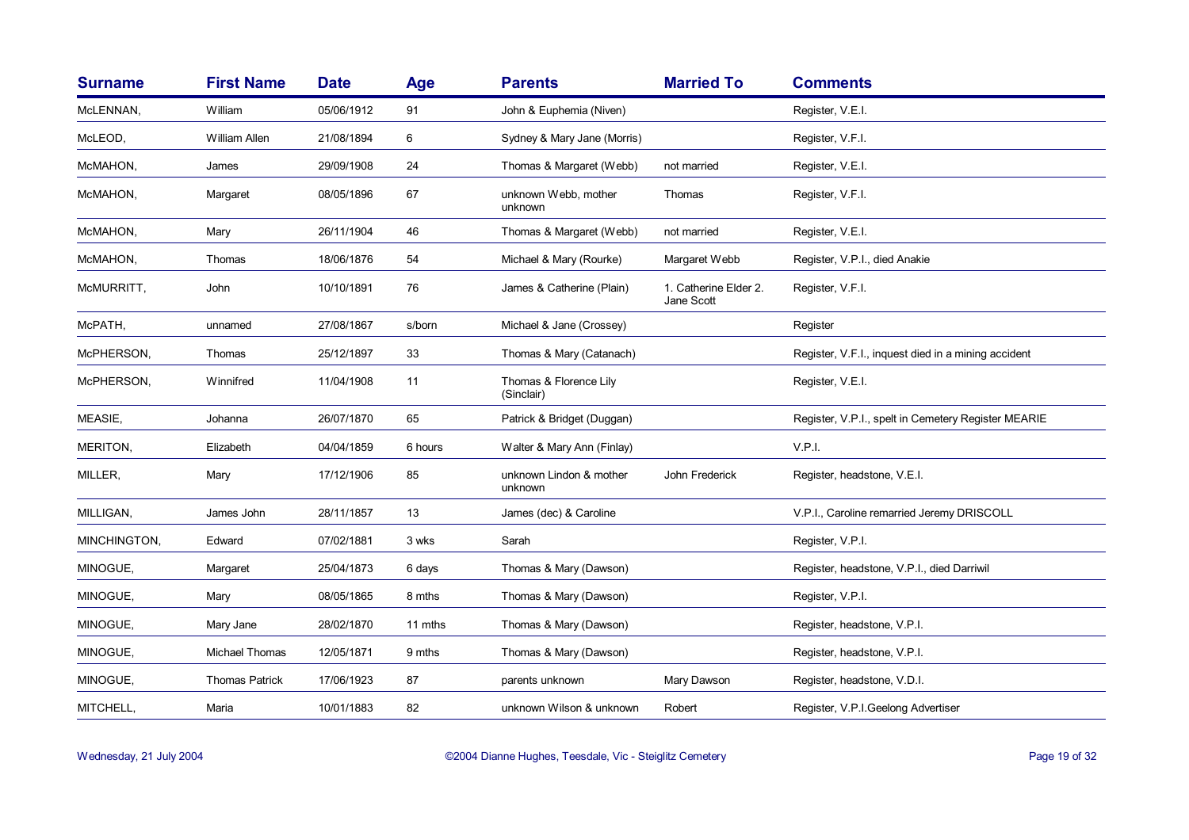| Surname | First Name | Date | Age | Parents | Married To | Comments |
|---|---|---|---|---|---|---|
| McLENNAN, | William | 05/06/1912 | 91 | John & Euphemia (Niven) | | Register, V.E.I. |
| McLEOD, | William Allen | 21/08/1894 | 6 | Sydney & Mary Jane (Morris) | | Register, V.F.I. |
| McMAHON, | James | 29/09/1908 | 24 | Thomas & Margaret (Webb) | not married | Register, V.E.I. |
| McMAHON, | Margaret | 08/05/1896 | 67 | unknown Webb, mother unknown | Thomas | Register, V.F.I. |
| McMAHON, | Mary | 26/11/1904 | 46 | Thomas & Margaret (Webb) | not married | Register, V.E.I. |
| McMAHON, | Thomas | 18/06/1876 | 54 | Michael & Mary (Rourke) | Margaret Webb | Register, V.P.I., died Anakie |
| McMURRITT, | John | 10/10/1891 | 76 | James & Catherine (Plain) | 1. Catherine Elder 2. Jane Scott | Register, V.F.I. |
| McPATH, | unnamed | 27/08/1867 | s/born | Michael & Jane (Crossey) | | Register |
| McPHERSON, | Thomas | 25/12/1897 | 33 | Thomas & Mary (Catanach) | | Register, V.F.I., inquest died in a mining accident |
| McPHERSON, | Winnifred | 11/04/1908 | 11 | Thomas & Florence Lily (Sinclair) | | Register, V.E.I. |
| MEASIE, | Johanna | 26/07/1870 | 65 | Patrick & Bridget (Duggan) | | Register, V.P.I., spelt in Cemetery Register MEARIE |
| MERITON, | Elizabeth | 04/04/1859 | 6 hours | Walter & Mary Ann (Finlay) | | V.P.I. |
| MILLER, | Mary | 17/12/1906 | 85 | unknown Lindon & mother unknown | John Frederick | Register, headstone, V.E.I. |
| MILLIGAN, | James John | 28/11/1857 | 13 | James (dec) & Caroline | | V.P.I., Caroline remarried Jeremy DRISCOLL |
| MINCHINGTON, | Edward | 07/02/1881 | 3 wks | Sarah | | Register, V.P.I. |
| MINOGUE, | Margaret | 25/04/1873 | 6 days | Thomas & Mary (Dawson) | | Register, headstone, V.P.I., died Darriwil |
| MINOGUE, | Mary | 08/05/1865 | 8 mths | Thomas & Mary (Dawson) | | Register, V.P.I. |
| MINOGUE, | Mary Jane | 28/02/1870 | 11 mths | Thomas & Mary (Dawson) | | Register, headstone, V.P.I. |
| MINOGUE, | Michael Thomas | 12/05/1871 | 9 mths | Thomas & Mary (Dawson) | | Register, headstone, V.P.I. |
| MINOGUE, | Thomas Patrick | 17/06/1923 | 87 | parents unknown | Mary Dawson | Register, headstone, V.D.I. |
| MITCHELL, | Maria | 10/01/1883 | 82 | unknown Wilson & unknown | Robert | Register, V.P.I.Geelong Advertiser |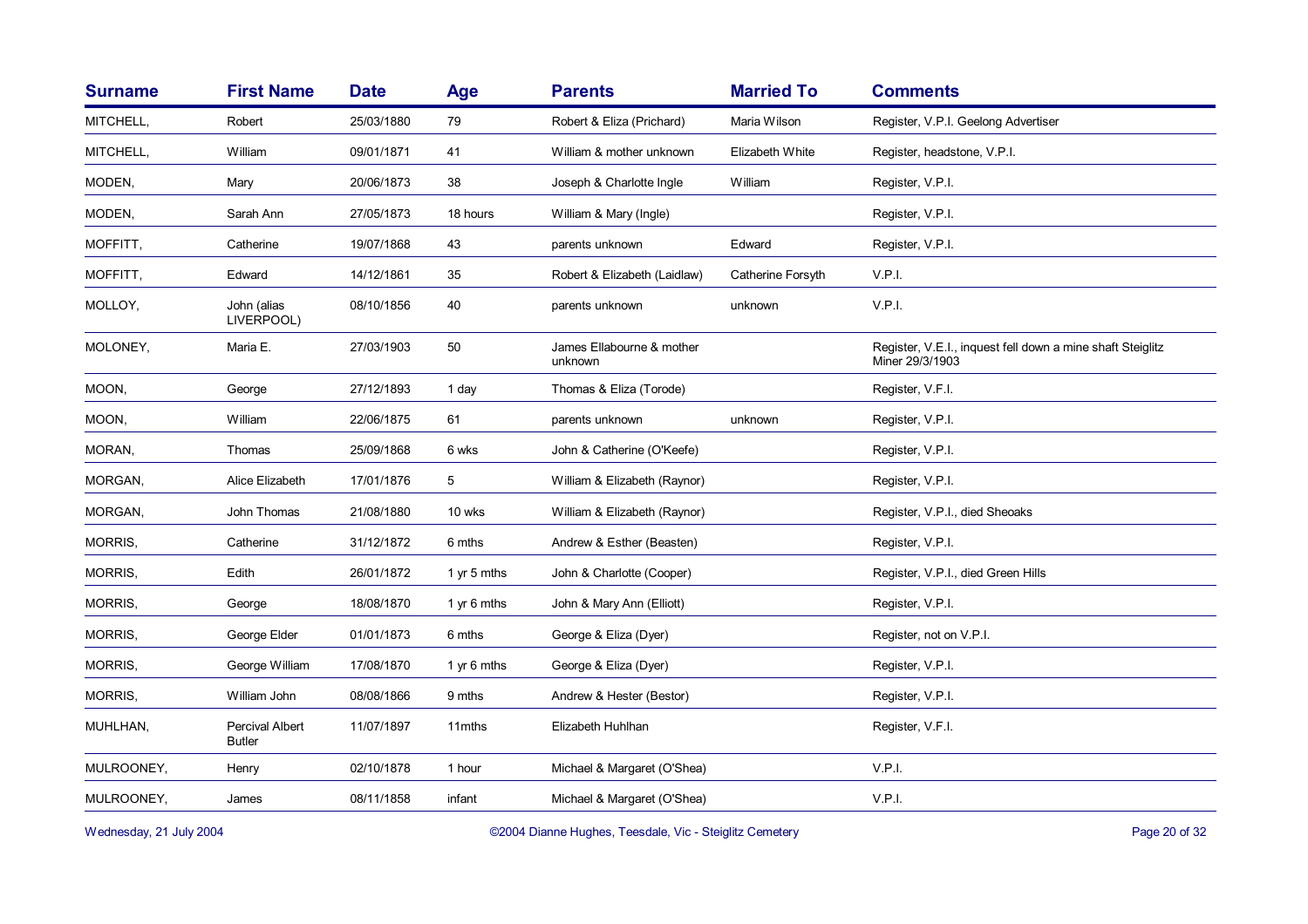| Surname | First Name | Date | Age | Parents | Married To | Comments |
|---|---|---|---|---|---|---|
| MITCHELL, | Robert | 25/03/1880 | 79 | Robert & Eliza (Prichard) | Maria Wilson | Register, V.P.I. Geelong Advertiser |
| MITCHELL, | William | 09/01/1871 | 41 | William & mother unknown | Elizabeth White | Register, headstone, V.P.I. |
| MODEN, | Mary | 20/06/1873 | 38 | Joseph & Charlotte Ingle | William | Register, V.P.I. |
| MODEN, | Sarah Ann | 27/05/1873 | 18 hours | William & Mary (Ingle) | | Register, V.P.I. |
| MOFFITT, | Catherine | 19/07/1868 | 43 | parents unknown | Edward | Register, V.P.I. |
| MOFFITT, | Edward | 14/12/1861 | 35 | Robert & Elizabeth (Laidlaw) | Catherine Forsyth | V.P.I. |
| MOLLOY, | John (alias LIVERPOOL) | 08/10/1856 | 40 | parents unknown | unknown | V.P.I. |
| MOLONEY, | Maria E. | 27/03/1903 | 50 | James Ellabourne & mother unknown | | Register, V.E.I., inquest fell down a mine shaft Steiglitz Miner 29/3/1903 |
| MOON, | George | 27/12/1893 | 1 day | Thomas & Eliza (Torode) | | Register, V.F.I. |
| MOON, | William | 22/06/1875 | 61 | parents unknown | unknown | Register, V.P.I. |
| MORAN, | Thomas | 25/09/1868 | 6 wks | John & Catherine (O'Keefe) | | Register, V.P.I. |
| MORGAN, | Alice Elizabeth | 17/01/1876 | 5 | William & Elizabeth (Raynor) | | Register, V.P.I. |
| MORGAN, | John Thomas | 21/08/1880 | 10 wks | William & Elizabeth (Raynor) | | Register, V.P.I., died Sheoaks |
| MORRIS, | Catherine | 31/12/1872 | 6 mths | Andrew & Esther (Beasten) | | Register, V.P.I. |
| MORRIS, | Edith | 26/01/1872 | 1 yr 5 mths | John & Charlotte (Cooper) | | Register, V.P.I., died Green Hills |
| MORRIS, | George | 18/08/1870 | 1 yr 6 mths | John & Mary Ann (Elliott) | | Register, V.P.I. |
| MORRIS, | George Elder | 01/01/1873 | 6 mths | George & Eliza (Dyer) | | Register, not on V.P.I. |
| MORRIS, | George William | 17/08/1870 | 1 yr 6 mths | George & Eliza (Dyer) | | Register, V.P.I. |
| MORRIS, | William John | 08/08/1866 | 9 mths | Andrew & Hester (Bestor) | | Register, V.P.I. |
| MUHLHAN, | Percival Albert Butler | 11/07/1897 | 11mths | Elizabeth Huhlhan | | Register, V.F.I. |
| MULROONEY, | Henry | 02/10/1878 | 1 hour | Michael & Margaret (O'Shea) | | V.P.I. |
| MULROONEY, | James | 08/11/1858 | infant | Michael & Margaret (O'Shea) | | V.P.I. |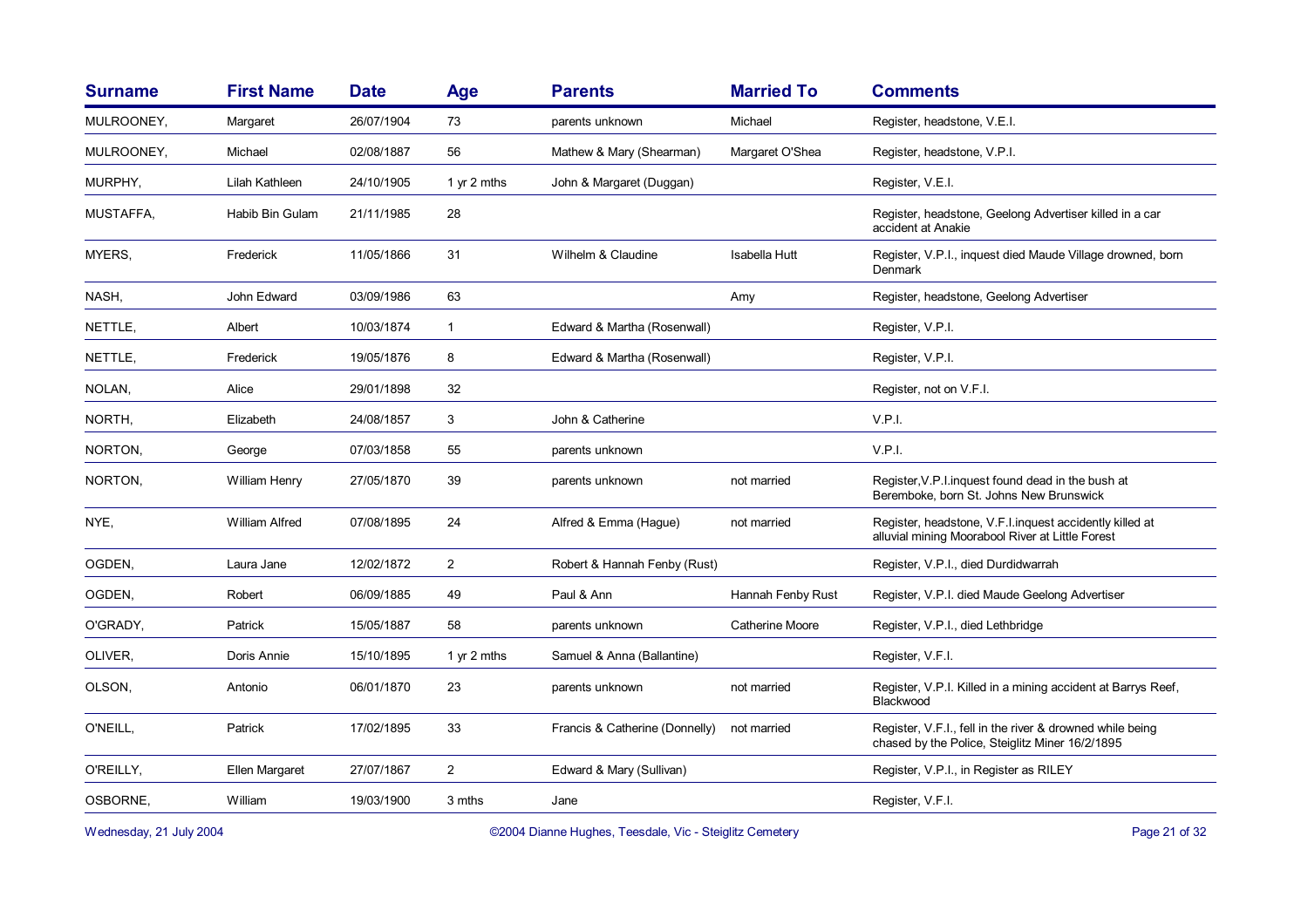| Surname | First Name | Date | Age | Parents | Married To | Comments |
|---|---|---|---|---|---|---|
| MULROONEY, | Margaret | 26/07/1904 | 73 | parents unknown | Michael | Register, headstone, V.E.I. |
| MULROONEY, | Michael | 02/08/1887 | 56 | Mathew & Mary (Shearman) | Margaret O'Shea | Register, headstone, V.P.I. |
| MURPHY, | Lilah Kathleen | 24/10/1905 | 1 yr 2 mths | John & Margaret (Duggan) | | Register, V.E.I. |
| MUSTAFFA, | Habib Bin Gulam | 21/11/1985 | 28 | | | Register, headstone, Geelong Advertiser killed in a car accident at Anakie |
| MYERS, | Frederick | 11/05/1866 | 31 | Wilhelm & Claudine | Isabella Hutt | Register, V.P.I., inquest died Maude Village drowned, born Denmark |
| NASH, | John Edward | 03/09/1986 | 63 | | Amy | Register, headstone, Geelong Advertiser |
| NETTLE, | Albert | 10/03/1874 | 1 | Edward & Martha (Rosenwall) | | Register, V.P.I. |
| NETTLE, | Frederick | 19/05/1876 | 8 | Edward & Martha (Rosenwall) | | Register, V.P.I. |
| NOLAN, | Alice | 29/01/1898 | 32 | | | Register, not on V.F.I. |
| NORTH, | Elizabeth | 24/08/1857 | 3 | John & Catherine | | V.P.I. |
| NORTON, | George | 07/03/1858 | 55 | parents unknown | | V.P.I. |
| NORTON, | William Henry | 27/05/1870 | 39 | parents unknown | not married | Register,V.P.I.inquest found dead in the bush at Beremboke, born St. Johns New Brunswick |
| NYE, | William Alfred | 07/08/1895 | 24 | Alfred & Emma (Hague) | not married | Register, headstone, V.F.I.inquest accidently killed at alluvial mining Moorabool River at Little Forest |
| OGDEN, | Laura Jane | 12/02/1872 | 2 | Robert & Hannah Fenby (Rust) | | Register, V.P.I., died Durdidwarrah |
| OGDEN, | Robert | 06/09/1885 | 49 | Paul & Ann | Hannah Fenby Rust | Register, V.P.I. died Maude Geelong Advertiser |
| O'GRADY, | Patrick | 15/05/1887 | 58 | parents unknown | Catherine Moore | Register, V.P.I., died Lethbridge |
| OLIVER, | Doris Annie | 15/10/1895 | 1 yr 2 mths | Samuel & Anna (Ballantine) | | Register, V.F.I. |
| OLSON, | Antonio | 06/01/1870 | 23 | parents unknown | not married | Register, V.P.I. Killed in a mining accident at Barrys Reef, Blackwood |
| O'NEILL, | Patrick | 17/02/1895 | 33 | Francis & Catherine (Donnelly) | not married | Register, V.F.I., fell in the river & drowned while being chased by the Police, Steiglitz Miner 16/2/1895 |
| O'REILLY, | Ellen Margaret | 27/07/1867 | 2 | Edward & Mary (Sullivan) | | Register, V.P.I., in Register as RILEY |
| OSBORNE, | William | 19/03/1900 | 3 mths | Jane | | Register, V.F.I. |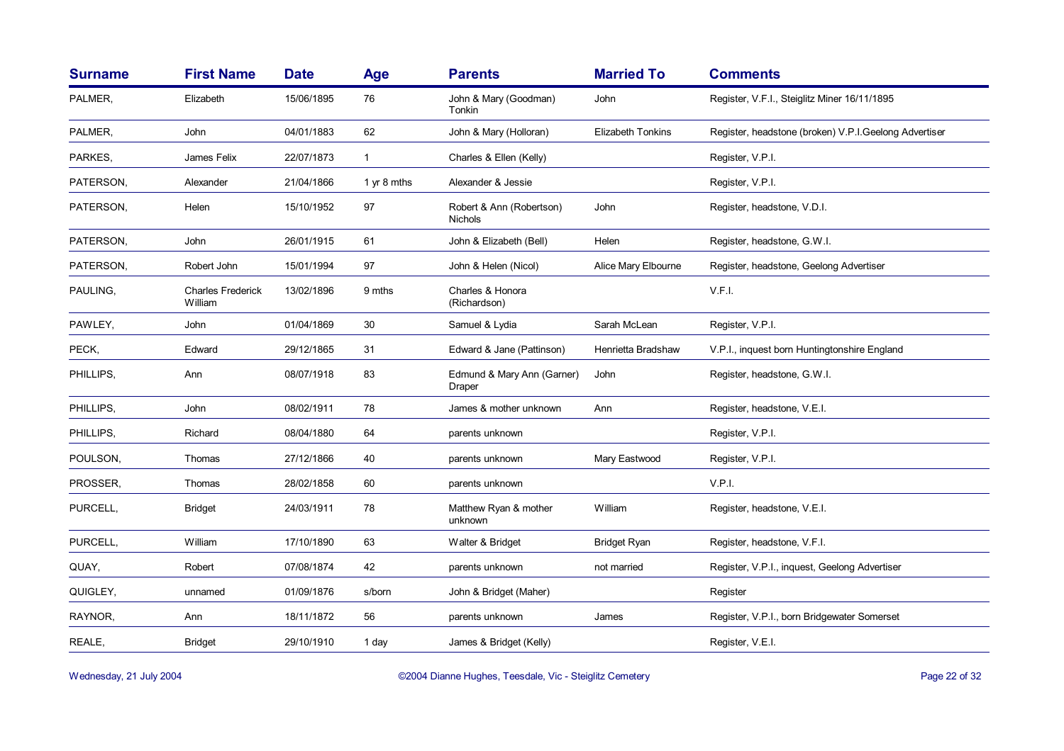| Surname | First Name | Date | Age | Parents | Married To | Comments |
|---|---|---|---|---|---|---|
| PALMER, | Elizabeth | 15/06/1895 | 76 | John & Mary (Goodman) Tonkin | John | Register, V.F.I., Steiglitz Miner 16/11/1895 |
| PALMER, | John | 04/01/1883 | 62 | John & Mary (Holloran) | Elizabeth Tonkins | Register, headstone (broken) V.P.I.Geelong Advertiser |
| PARKES, | James Felix | 22/07/1873 | 1 | Charles & Ellen (Kelly) | | Register, V.P.I. |
| PATERSON, | Alexander | 21/04/1866 | 1 yr 8 mths | Alexander & Jessie | | Register, V.P.I. |
| PATERSON, | Helen | 15/10/1952 | 97 | Robert & Ann (Robertson) Nichols | John | Register, headstone, V.D.I. |
| PATERSON, | John | 26/01/1915 | 61 | John & Elizabeth (Bell) | Helen | Register, headstone, G.W.I. |
| PATERSON, | Robert John | 15/01/1994 | 97 | John & Helen (Nicol) | Alice Mary Elbourne | Register, headstone, Geelong Advertiser |
| PAULING, | Charles Frederick William | 13/02/1896 | 9 mths | Charles & Honora (Richardson) | | V.F.I. |
| PAWLEY, | John | 01/04/1869 | 30 | Samuel & Lydia | Sarah McLean | Register, V.P.I. |
| PECK, | Edward | 29/12/1865 | 31 | Edward & Jane (Pattinson) | Henrietta Bradshaw | V.P.I., inquest born Huntingtonshire England |
| PHILLIPS, | Ann | 08/07/1918 | 83 | Edmund & Mary Ann (Garner) Draper | John | Register, headstone, G.W.I. |
| PHILLIPS, | John | 08/02/1911 | 78 | James & mother unknown | Ann | Register, headstone, V.E.I. |
| PHILLIPS, | Richard | 08/04/1880 | 64 | parents unknown | | Register, V.P.I. |
| POULSON, | Thomas | 27/12/1866 | 40 | parents unknown | Mary Eastwood | Register, V.P.I. |
| PROSSER, | Thomas | 28/02/1858 | 60 | parents unknown | | V.P.I. |
| PURCELL, | Bridget | 24/03/1911 | 78 | Matthew Ryan & mother unknown | William | Register, headstone, V.E.I. |
| PURCELL, | William | 17/10/1890 | 63 | Walter & Bridget | Bridget Ryan | Register, headstone, V.F.I. |
| QUAY, | Robert | 07/08/1874 | 42 | parents unknown | not married | Register, V.P.I., inquest, Geelong Advertiser |
| QUIGLEY, | unnamed | 01/09/1876 | s/born | John & Bridget (Maher) | | Register |
| RAYNOR, | Ann | 18/11/1872 | 56 | parents unknown | James | Register, V.P.I., born Bridgewater Somerset |
| REALE, | Bridget | 29/10/1910 | 1 day | James & Bridget (Kelly) | | Register, V.E.I. |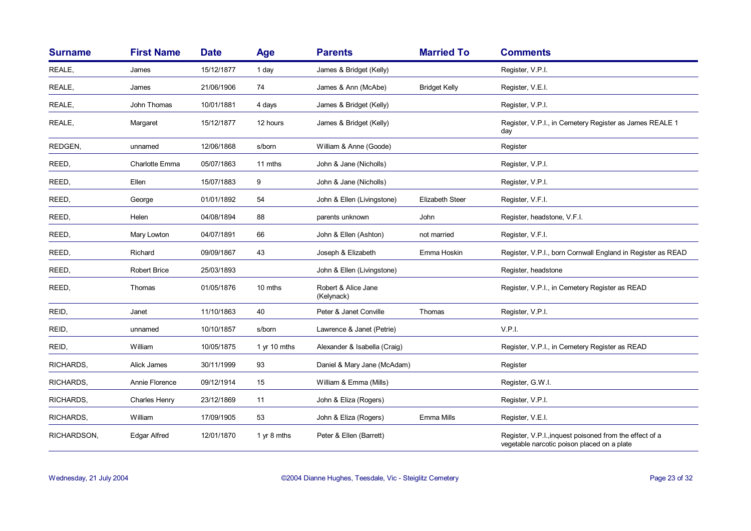| Surname | First Name | Date | Age | Parents | Married To | Comments |
|---|---|---|---|---|---|---|
| REALE, | James | 15/12/1877 | 1 day | James & Bridget (Kelly) | | Register, V.P.I. |
| REALE, | James | 21/06/1906 | 74 | James & Ann (McAbe) | Bridget Kelly | Register, V.E.I. |
| REALE, | John Thomas | 10/01/1881 | 4 days | James & Bridget (Kelly) | | Register, V.P.I. |
| REALE, | Margaret | 15/12/1877 | 12 hours | James & Bridget (Kelly) | | Register, V.P.I., in Cemetery Register as James REALE 1 day |
| REDGEN, | unnamed | 12/06/1868 | s/born | William & Anne (Goode) | | Register |
| REED, | Charlotte Emma | 05/07/1863 | 11 mths | John & Jane (Nicholls) | | Register, V.P.I. |
| REED, | Ellen | 15/07/1883 | 9 | John & Jane (Nicholls) | | Register, V.P.I. |
| REED, | George | 01/01/1892 | 54 | John & Ellen (Livingstone) | Elizabeth Steer | Register, V.F.I. |
| REED, | Helen | 04/08/1894 | 88 | parents unknown | John | Register, headstone, V.F.I. |
| REED, | Mary Lowton | 04/07/1891 | 66 | John & Ellen (Ashton) | not married | Register, V.F.I. |
| REED, | Richard | 09/09/1867 | 43 | Joseph & Elizabeth | Emma Hoskin | Register, V.P.I., born Cornwall England in Register as READ |
| REED, | Robert Brice | 25/03/1893 | | John & Ellen (Livingstone) | | Register, headstone |
| REED, | Thomas | 01/05/1876 | 10 mths | Robert & Alice Jane (Kelynack) | | Register, V.P.I., in Cemetery Register as READ |
| REID, | Janet | 11/10/1863 | 40 | Peter & Janet Conville | Thomas | Register, V.P.I. |
| REID, | unnamed | 10/10/1857 | s/born | Lawrence & Janet (Petrie) | | V.P.I. |
| REID, | William | 10/05/1875 | 1 yr 10 mths | Alexander & Isabella (Craig) | | Register, V.P.I., in Cemetery Register as READ |
| RICHARDS, | Alick James | 30/11/1999 | 93 | Daniel & Mary Jane (McAdam) | | Register |
| RICHARDS, | Annie Florence | 09/12/1914 | 15 | William & Emma (Mills) | | Register, G.W.I. |
| RICHARDS, | Charles Henry | 23/12/1869 | 11 | John & Eliza (Rogers) | | Register, V.P.I. |
| RICHARDS, | William | 17/09/1905 | 53 | John & Eliza (Rogers) | Emma Mills | Register, V.E.I. |
| RICHARDSON, | Edgar Alfred | 12/01/1870 | 1 yr 8 mths | Peter & Ellen (Barrett) | | Register, V.P.I.,inquest poisoned from the effect of a vegetable narcotic poison placed on a plate |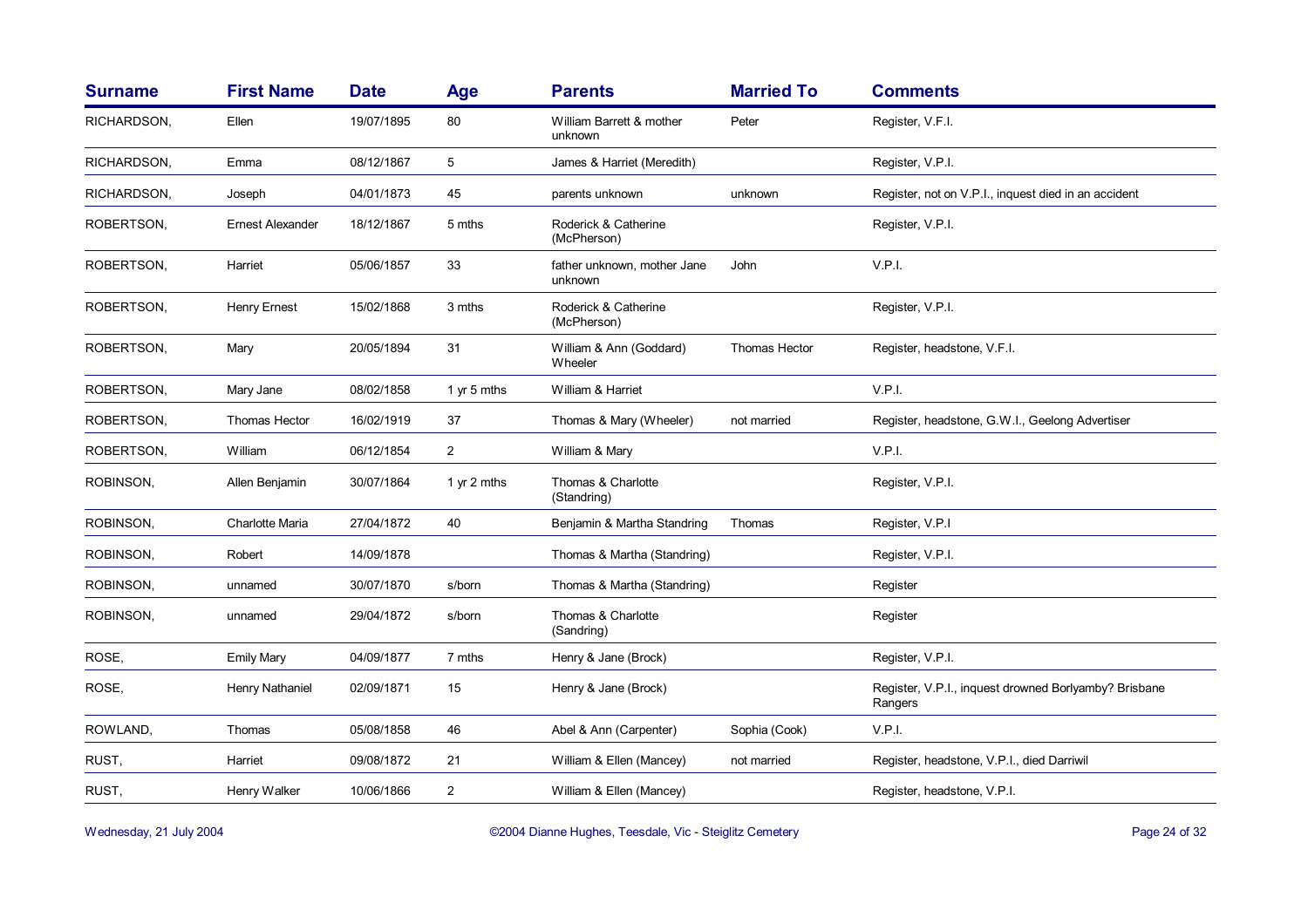| Surname | First Name | Date | Age | Parents | Married To | Comments |
|---|---|---|---|---|---|---|
| RICHARDSON, | Ellen | 19/07/1895 | 80 | William Barrett & mother unknown | Peter | Register, V.F.I. |
| RICHARDSON, | Emma | 08/12/1867 | 5 | James & Harriet (Meredith) | | Register, V.P.I. |
| RICHARDSON, | Joseph | 04/01/1873 | 45 | parents unknown | unknown | Register, not on V.P.I., inquest died in an accident |
| ROBERTSON, | Ernest Alexander | 18/12/1867 | 5 mths | Roderick & Catherine (McPherson) | | Register, V.P.I. |
| ROBERTSON, | Harriet | 05/06/1857 | 33 | father unknown, mother Jane unknown | John | V.P.I. |
| ROBERTSON, | Henry Ernest | 15/02/1868 | 3 mths | Roderick & Catherine (McPherson) | | Register, V.P.I. |
| ROBERTSON, | Mary | 20/05/1894 | 31 | William & Ann (Goddard) Wheeler | Thomas Hector | Register, headstone, V.F.I. |
| ROBERTSON, | Mary Jane | 08/02/1858 | 1 yr 5 mths | William & Harriet | | V.P.I. |
| ROBERTSON, | Thomas Hector | 16/02/1919 | 37 | Thomas & Mary (Wheeler) | not married | Register, headstone, G.W.I., Geelong Advertiser |
| ROBERTSON, | William | 06/12/1854 | 2 | William & Mary | | V.P.I. |
| ROBINSON, | Allen Benjamin | 30/07/1864 | 1 yr 2 mths | Thomas & Charlotte (Standring) | | Register, V.P.I. |
| ROBINSON, | Charlotte Maria | 27/04/1872 | 40 | Benjamin & Martha Standring | Thomas | Register, V.P.I |
| ROBINSON, | Robert | 14/09/1878 | | Thomas & Martha (Standring) | | Register, V.P.I. |
| ROBINSON, | unnamed | 30/07/1870 | s/born | Thomas & Martha (Standring) | | Register |
| ROBINSON, | unnamed | 29/04/1872 | s/born | Thomas & Charlotte (Sandring) | | Register |
| ROSE, | Emily Mary | 04/09/1877 | 7 mths | Henry & Jane (Brock) | | Register, V.P.I. |
| ROSE, | Henry Nathaniel | 02/09/1871 | 15 | Henry & Jane (Brock) | | Register, V.P.I., inquest drowned Borlyamby? Brisbane Rangers |
| ROWLAND, | Thomas | 05/08/1858 | 46 | Abel & Ann (Carpenter) | Sophia (Cook) | V.P.I. |
| RUST, | Harriet | 09/08/1872 | 21 | William & Ellen (Mancey) | not married | Register, headstone, V.P.I., died Darriwil |
| RUST, | Henry Walker | 10/06/1866 | 2 | William & Ellen (Mancey) | | Register, headstone, V.P.I. |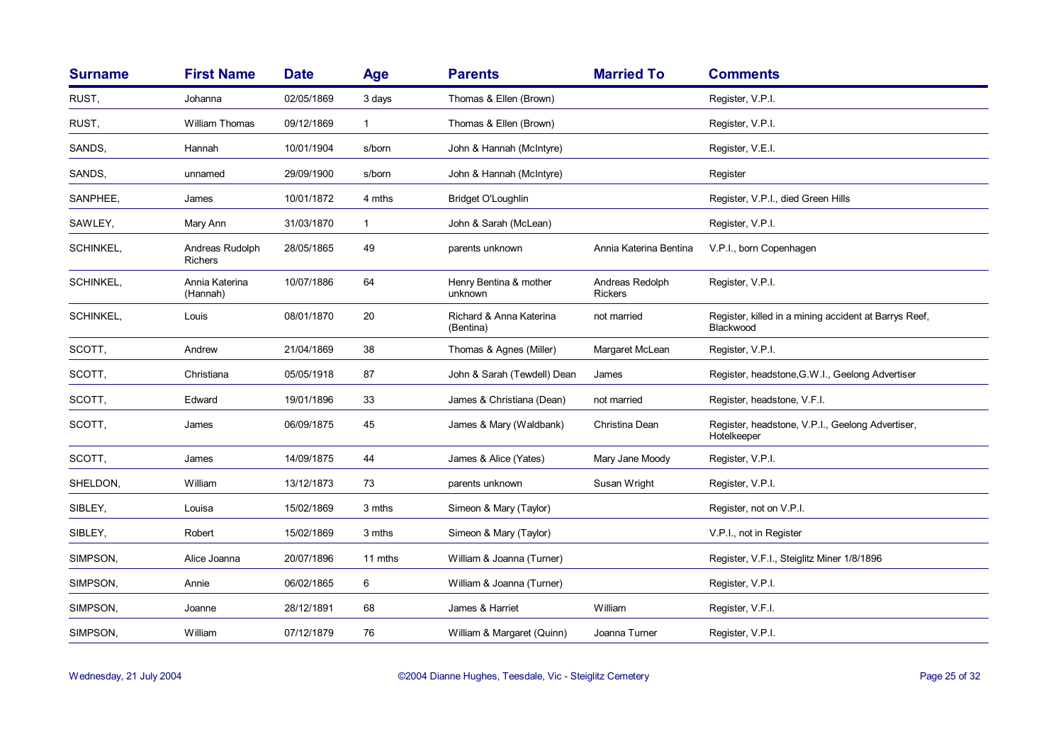| Surname | First Name | Date | Age | Parents | Married To | Comments |
|---|---|---|---|---|---|---|
| RUST, | Johanna | 02/05/1869 | 3 days | Thomas & Ellen (Brown) | | Register, V.P.I. |
| RUST, | William Thomas | 09/12/1869 | 1 | Thomas & Ellen (Brown) | | Register, V.P.I. |
| SANDS, | Hannah | 10/01/1904 | s/born | John & Hannah (McIntyre) | | Register, V.E.I. |
| SANDS, | unnamed | 29/09/1900 | s/born | John & Hannah (McIntyre) | | Register |
| SANPHEE, | James | 10/01/1872 | 4 mths | Bridget O'Loughlin | | Register, V.P.I., died Green Hills |
| SAWLEY, | Mary Ann | 31/03/1870 | 1 | John & Sarah (McLean) | | Register, V.P.I. |
| SCHINKEL, | Andreas Rudolph Richers | 28/05/1865 | 49 | parents unknown | Annia Katerina Bentina | V.P.I., born Copenhagen |
| SCHINKEL, | Annia Katerina (Hannah) | 10/07/1886 | 64 | Henry Bentina & mother unknown | Andreas Redolph Rickers | Register, V.P.I. |
| SCHINKEL, | Louis | 08/01/1870 | 20 | Richard & Anna Katerina (Bentina) | not married | Register, killed in a mining accident at Barrys Reef, Blackwood |
| SCOTT, | Andrew | 21/04/1869 | 38 | Thomas & Agnes (Miller) | Margaret McLean | Register, V.P.I. |
| SCOTT, | Christiana | 05/05/1918 | 87 | John & Sarah (Tewdell) Dean | James | Register, headstone,G.W.I., Geelong Advertiser |
| SCOTT, | Edward | 19/01/1896 | 33 | James & Christiana (Dean) | not married | Register, headstone, V.F.I. |
| SCOTT, | James | 06/09/1875 | 45 | James & Mary (Waldbank) | Christina Dean | Register, headstone, V.P.I., Geelong Advertiser, Hotelkeeper |
| SCOTT, | James | 14/09/1875 | 44 | James & Alice (Yates) | Mary Jane Moody | Register, V.P.I. |
| SHELDON, | William | 13/12/1873 | 73 | parents unknown | Susan Wright | Register, V.P.I. |
| SIBLEY, | Louisa | 15/02/1869 | 3 mths | Simeon & Mary (Taylor) | | Register, not on V.P.I. |
| SIBLEY, | Robert | 15/02/1869 | 3 mths | Simeon & Mary (Taylor) | | V.P.I., not in Register |
| SIMPSON, | Alice Joanna | 20/07/1896 | 11 mths | William & Joanna (Turner) | | Register, V.F.I., Steiglitz Miner 1/8/1896 |
| SIMPSON, | Annie | 06/02/1865 | 6 | William & Joanna (Turner) | | Register, V.P.I. |
| SIMPSON, | Joanne | 28/12/1891 | 68 | James & Harriet | William | Register, V.F.I. |
| SIMPSON, | William | 07/12/1879 | 76 | William & Margaret (Quinn) | Joanna Turner | Register, V.P.I. |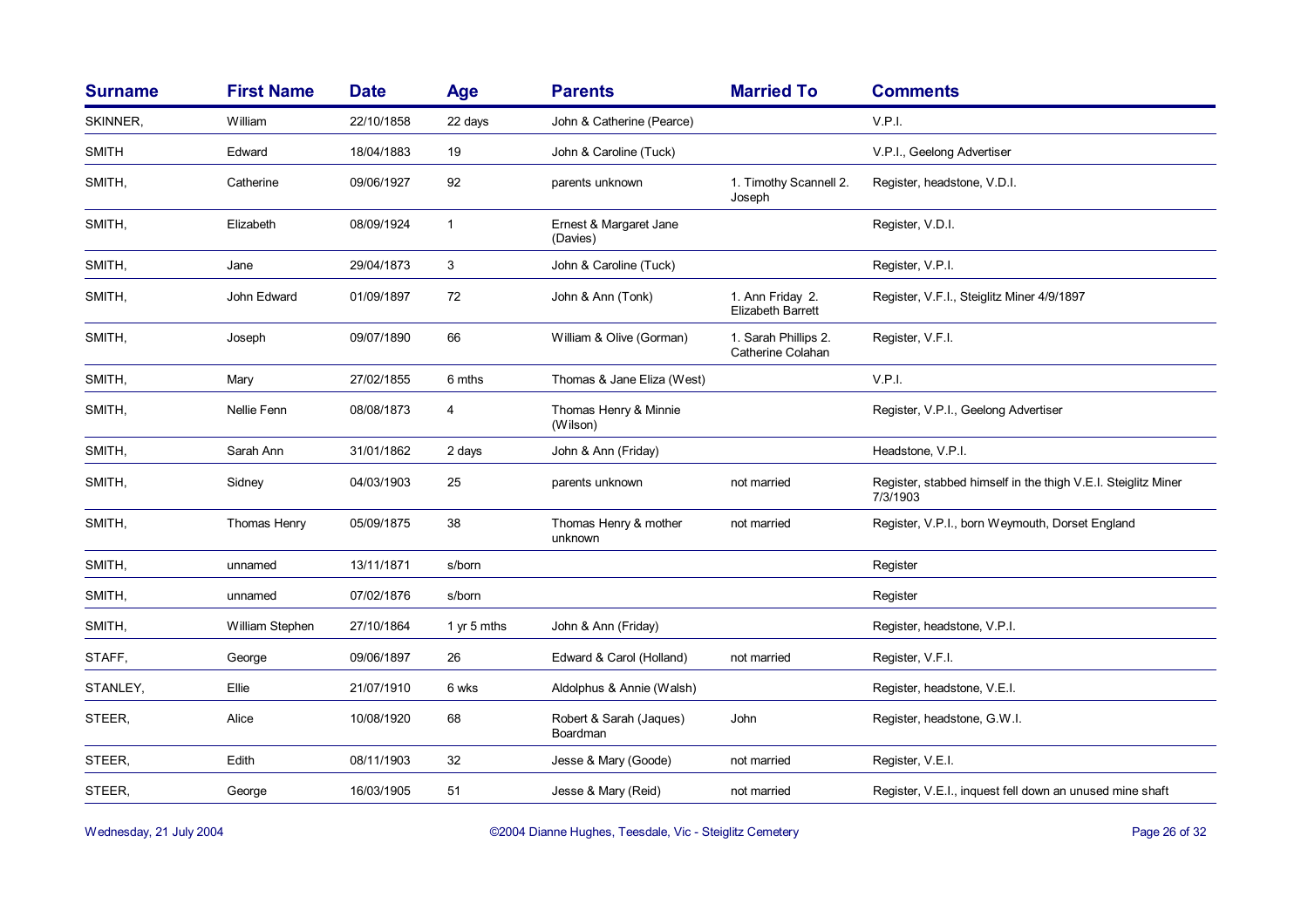| Surname | First Name | Date | Age | Parents | Married To | Comments |
|---|---|---|---|---|---|---|
| SKINNER, | William | 22/10/1858 | 22 days | John & Catherine (Pearce) | | V.P.I. |
| SMITH | Edward | 18/04/1883 | 19 | John & Caroline (Tuck) | | V.P.I., Geelong Advertiser |
| SMITH, | Catherine | 09/06/1927 | 92 | parents unknown | 1. Timothy Scannell 2. Joseph | Register, headstone, V.D.I. |
| SMITH, | Elizabeth | 08/09/1924 | 1 | Ernest & Margaret Jane (Davies) | | Register, V.D.I. |
| SMITH, | Jane | 29/04/1873 | 3 | John & Caroline (Tuck) | | Register, V.P.I. |
| SMITH, | John Edward | 01/09/1897 | 72 | John & Ann (Tonk) | 1. Ann Friday 2. Elizabeth Barrett | Register, V.F.I., Steiglitz Miner 4/9/1897 |
| SMITH, | Joseph | 09/07/1890 | 66 | William & Olive (Gorman) | 1. Sarah Phillips 2. Catherine Colahan | Register, V.F.I. |
| SMITH, | Mary | 27/02/1855 | 6 mths | Thomas & Jane Eliza (West) | | V.P.I. |
| SMITH, | Nellie Fenn | 08/08/1873 | 4 | Thomas Henry & Minnie (Wilson) | | Register, V.P.I., Geelong Advertiser |
| SMITH, | Sarah Ann | 31/01/1862 | 2 days | John & Ann (Friday) | | Headstone, V.P.I. |
| SMITH, | Sidney | 04/03/1903 | 25 | parents unknown | not married | Register, stabbed himself in the thigh V.E.I. Steiglitz Miner 7/3/1903 |
| SMITH, | Thomas Henry | 05/09/1875 | 38 | Thomas Henry & mother unknown | not married | Register, V.P.I., born Weymouth, Dorset England |
| SMITH, | unnamed | 13/11/1871 | s/born | | | Register |
| SMITH, | unnamed | 07/02/1876 | s/born | | | Register |
| SMITH, | William Stephen | 27/10/1864 | 1 yr 5 mths | John & Ann (Friday) | | Register, headstone, V.P.I. |
| STAFF, | George | 09/06/1897 | 26 | Edward & Carol (Holland) | not married | Register, V.F.I. |
| STANLEY, | Ellie | 21/07/1910 | 6 wks | Aldolphus & Annie (Walsh) | | Register, headstone, V.E.I. |
| STEER, | Alice | 10/08/1920 | 68 | Robert & Sarah (Jaques) Boardman | John | Register, headstone, G.W.I. |
| STEER, | Edith | 08/11/1903 | 32 | Jesse & Mary (Goode) | not married | Register, V.E.I. |
| STEER, | George | 16/03/1905 | 51 | Jesse & Mary (Reid) | not married | Register, V.E.I., inquest fell down an unused mine shaft |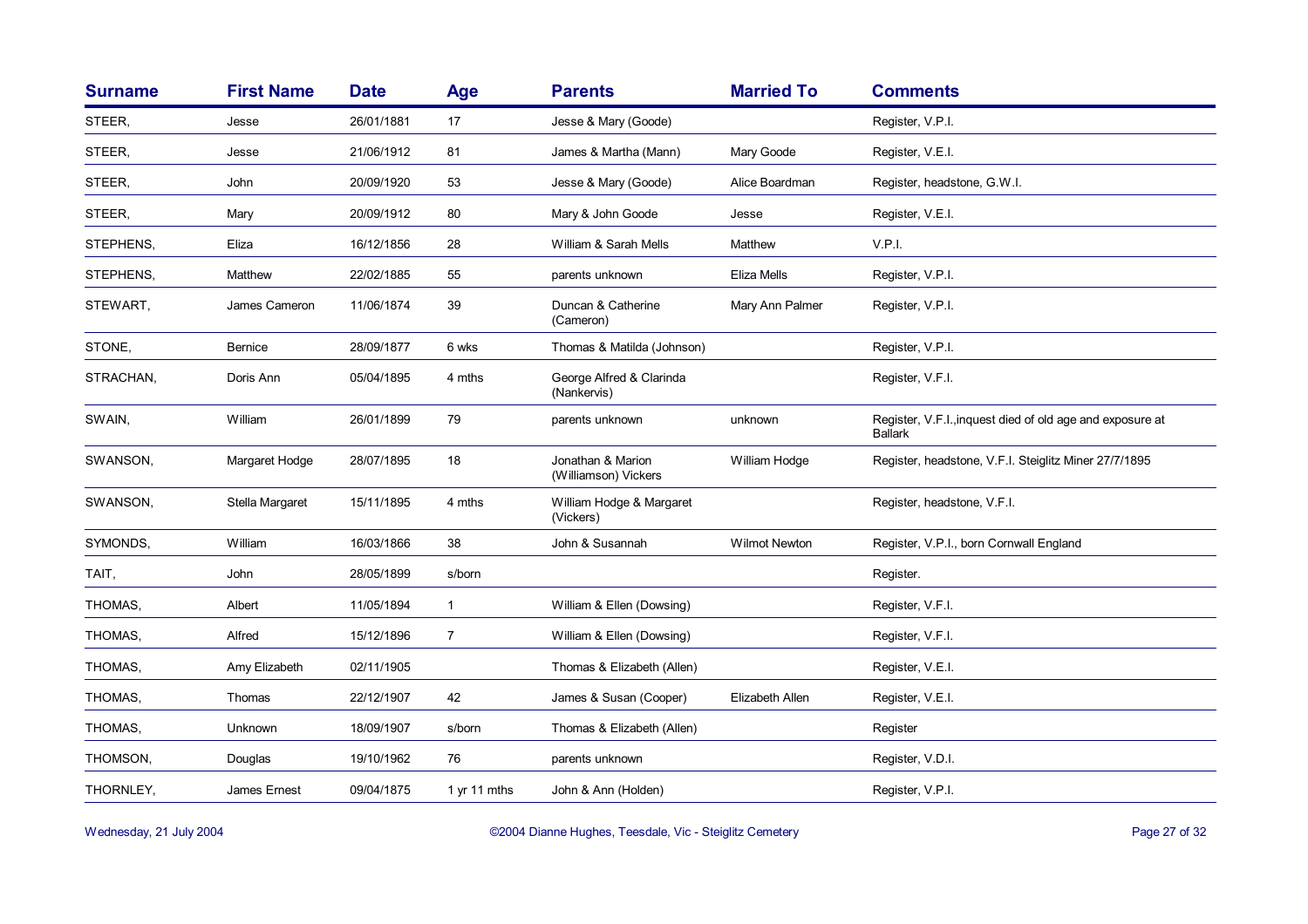| Surname | First Name | Date | Age | Parents | Married To | Comments |
|---|---|---|---|---|---|---|
| STEER, | Jesse | 26/01/1881 | 17 | Jesse & Mary (Goode) | | Register, V.P.I. |
| STEER, | Jesse | 21/06/1912 | 81 | James & Martha (Mann) | Mary Goode | Register, V.E.I. |
| STEER, | John | 20/09/1920 | 53 | Jesse & Mary (Goode) | Alice Boardman | Register, headstone, G.W.I. |
| STEER, | Mary | 20/09/1912 | 80 | Mary & John Goode | Jesse | Register, V.E.I. |
| STEPHENS, | Eliza | 16/12/1856 | 28 | William & Sarah Mells | Matthew | V.P.I. |
| STEPHENS, | Matthew | 22/02/1885 | 55 | parents unknown | Eliza Mells | Register, V.P.I. |
| STEWART, | James Cameron | 11/06/1874 | 39 | Duncan & Catherine (Cameron) | Mary Ann Palmer | Register, V.P.I. |
| STONE, | Bernice | 28/09/1877 | 6 wks | Thomas & Matilda (Johnson) | | Register, V.P.I. |
| STRACHAN, | Doris Ann | 05/04/1895 | 4 mths | George Alfred & Clarinda (Nankervis) | | Register, V.F.I. |
| SWAIN, | William | 26/01/1899 | 79 | parents unknown | unknown | Register, V.F.I.,inquest died of old age and exposure at Ballark |
| SWANSON, | Margaret Hodge | 28/07/1895 | 18 | Jonathan & Marion (Williamson) Vickers | William Hodge | Register, headstone, V.F.I. Steiglitz Miner 27/7/1895 |
| SWANSON, | Stella Margaret | 15/11/1895 | 4 mths | William Hodge & Margaret (Vickers) | | Register, headstone, V.F.I. |
| SYMONDS, | William | 16/03/1866 | 38 | John & Susannah | Wilmot Newton | Register, V.P.I., born Cornwall England |
| TAIT, | John | 28/05/1899 | s/born | | | Register. |
| THOMAS, | Albert | 11/05/1894 | 1 | William & Ellen (Dowsing) | | Register, V.F.I. |
| THOMAS, | Alfred | 15/12/1896 | 7 | William & Ellen (Dowsing) | | Register, V.F.I. |
| THOMAS, | Amy Elizabeth | 02/11/1905 | | Thomas & Elizabeth (Allen) | | Register, V.E.I. |
| THOMAS, | Thomas | 22/12/1907 | 42 | James & Susan (Cooper) | Elizabeth Allen | Register, V.E.I. |
| THOMAS, | Unknown | 18/09/1907 | s/born | Thomas & Elizabeth (Allen) | | Register |
| THOMSON, | Douglas | 19/10/1962 | 76 | parents unknown | | Register, V.D.I. |
| THORNLEY, | James Ernest | 09/04/1875 | 1 yr 11 mths | John & Ann (Holden) | | Register, V.P.I. |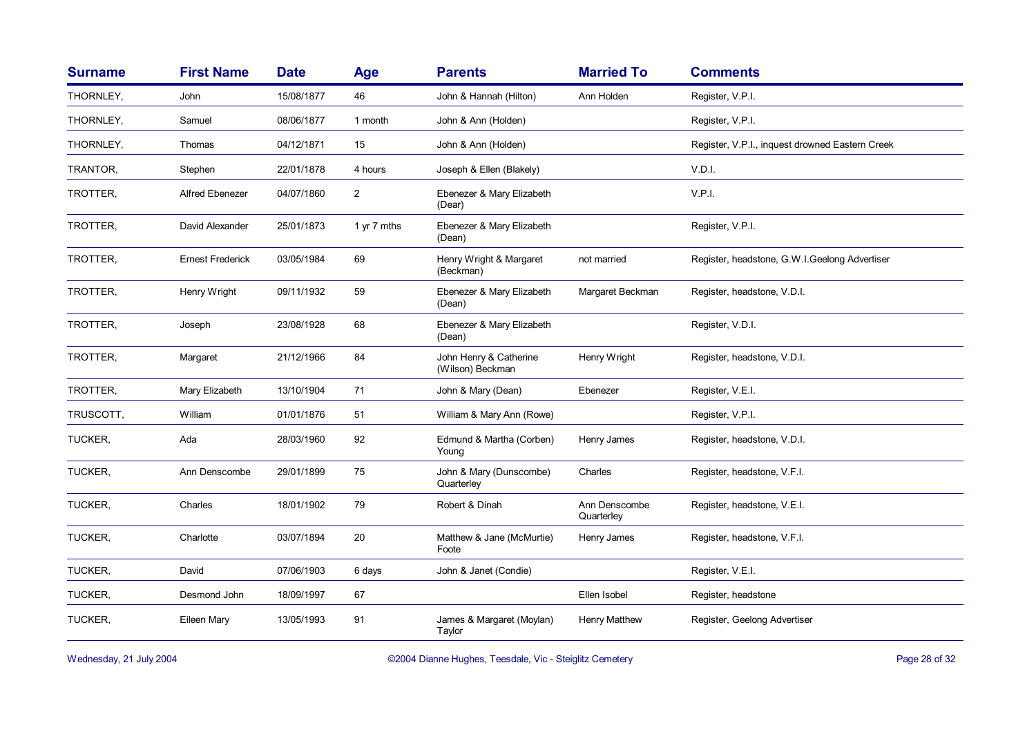| Surname | First Name | Date | Age | Parents | Married To | Comments |
|---|---|---|---|---|---|---|
| THORNLEY, | John | 15/08/1877 | 46 | John & Hannah (Hilton) | Ann Holden | Register, V.P.I. |
| THORNLEY, | Samuel | 08/06/1877 | 1 month | John & Ann (Holden) | | Register, V.P.I. |
| THORNLEY, | Thomas | 04/12/1871 | 15 | John & Ann (Holden) | | Register, V.P.I., inquest drowned Eastern Creek |
| TRANTOR, | Stephen | 22/01/1878 | 4 hours | Joseph & Ellen (Blakely) | | V.D.I. |
| TROTTER, | Alfred Ebenezer | 04/07/1860 | 2 | Ebenezer & Mary Elizabeth (Dear) | | V.P.I. |
| TROTTER, | David Alexander | 25/01/1873 | 1 yr 7 mths | Ebenezer & Mary Elizabeth (Dean) | | Register, V.P.I. |
| TROTTER, | Ernest Frederick | 03/05/1984 | 69 | Henry Wright & Margaret (Beckman) | not married | Register, headstone, G.W.I.Geelong Advertiser |
| TROTTER, | Henry Wright | 09/11/1932 | 59 | Ebenezer & Mary Elizabeth (Dean) | Margaret Beckman | Register, headstone, V.D.I. |
| TROTTER, | Joseph | 23/08/1928 | 68 | Ebenezer & Mary Elizabeth (Dean) | | Register, V.D.I. |
| TROTTER, | Margaret | 21/12/1966 | 84 | John Henry & Catherine (Wilson) Beckman | Henry Wright | Register, headstone, V.D.I. |
| TROTTER, | Mary Elizabeth | 13/10/1904 | 71 | John & Mary (Dean) | Ebenezer | Register, V.E.I. |
| TRUSCOTT, | William | 01/01/1876 | 51 | William & Mary Ann (Rowe) | | Register, V.P.I. |
| TUCKER, | Ada | 28/03/1960 | 92 | Edmund & Martha (Corben) Young | Henry James | Register, headstone, V.D.I. |
| TUCKER, | Ann Denscombe | 29/01/1899 | 75 | John & Mary (Dunscombe) Quarterley | Charles | Register, headstone, V.F.I. |
| TUCKER, | Charles | 18/01/1902 | 79 | Robert & Dinah | Ann Denscombe Quarterley | Register, headstone, V.E.I. |
| TUCKER, | Charlotte | 03/07/1894 | 20 | Matthew & Jane (McMurtie) Foote | Henry James | Register, headstone, V.F.I. |
| TUCKER, | David | 07/06/1903 | 6 days | John & Janet (Condie) | | Register, V.E.I. |
| TUCKER, | Desmond John | 18/09/1997 | 67 | | Ellen Isobel | Register, headstone |
| TUCKER, | Eileen Mary | 13/05/1993 | 91 | James & Margaret (Moylan) Taylor | Henry Matthew | Register, Geelong Advertiser |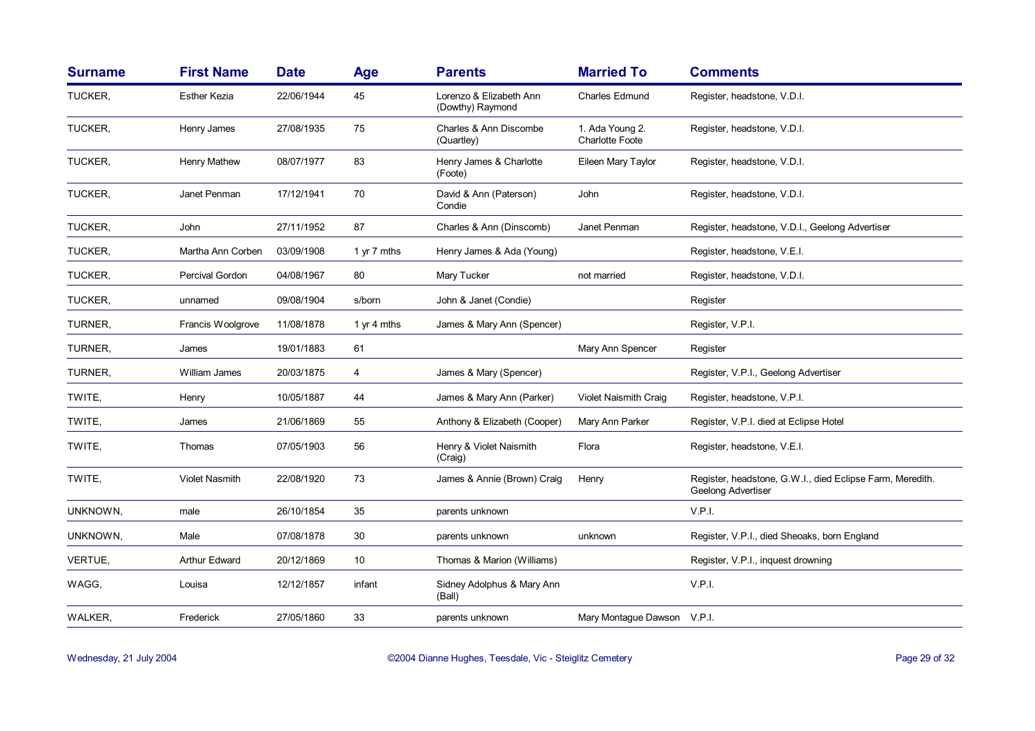| Surname | First Name | Date | Age | Parents | Married To | Comments |
|---|---|---|---|---|---|---|
| TUCKER, | Esther Kezia | 22/06/1944 | 45 | Lorenzo & Elizabeth Ann (Dowthy) Raymond | Charles Edmund | Register, headstone, V.D.I. |
| TUCKER, | Henry James | 27/08/1935 | 75 | Charles & Ann Discombe (Quartley) | 1. Ada Young 2. Charlotte Foote | Register, headstone, V.D.I. |
| TUCKER, | Henry Mathew | 08/07/1977 | 83 | Henry James & Charlotte (Foote) | Eileen Mary Taylor | Register, headstone, V.D.I. |
| TUCKER, | Janet Penman | 17/12/1941 | 70 | David & Ann (Paterson) Condie | John | Register, headstone, V.D.I. |
| TUCKER, | John | 27/11/1952 | 87 | Charles & Ann (Dinscomb) | Janet Penman | Register, headstone, V.D.I., Geelong Advertiser |
| TUCKER, | Martha Ann Corben | 03/09/1908 | 1 yr 7 mths | Henry James & Ada (Young) | | Register, headstone, V.E.I. |
| TUCKER, | Percival Gordon | 04/08/1967 | 80 | Mary Tucker | not married | Register, headstone, V.D.I. |
| TUCKER, | unnamed | 09/08/1904 | s/born | John & Janet (Condie) | | Register |
| TURNER, | Francis Woolgrove | 11/08/1878 | 1 yr 4 mths | James & Mary Ann (Spencer) | | Register, V.P.I. |
| TURNER, | James | 19/01/1883 | 61 | | Mary Ann Spencer | Register |
| TURNER, | William James | 20/03/1875 | 4 | James & Mary (Spencer) | | Register, V.P.I., Geelong Advertiser |
| TWITE, | Henry | 10/05/1887 | 44 | James & Mary Ann (Parker) | Violet Naismith Craig | Register, headstone, V.P.I. |
| TWITE, | James | 21/06/1869 | 55 | Anthony & Elizabeth (Cooper) | Mary Ann Parker | Register, V.P.I. died at Eclipse Hotel |
| TWITE, | Thomas | 07/05/1903 | 56 | Henry & Violet Naismith (Craig) | Flora | Register, headstone, V.E.I. |
| TWITE, | Violet Nasmith | 22/08/1920 | 73 | James & Annie (Brown) Craig | Henry | Register, headstone, G.W.I., died Eclipse Farm, Meredith. Geelong Advertiser |
| UNKNOWN, | male | 26/10/1854 | 35 | parents unknown | | V.P.I. |
| UNKNOWN, | Male | 07/08/1878 | 30 | parents unknown | unknown | Register, V.P.I., died Sheoaks, born England |
| VERTUE, | Arthur Edward | 20/12/1869 | 10 | Thomas & Marion (Williams) | | Register, V.P.I., inquest drowning |
| WAGG, | Louisa | 12/12/1857 | infant | Sidney Adolphus & Mary Ann (Ball) | | V.P.I. |
| WALKER, | Frederick | 27/05/1860 | 33 | parents unknown | Mary Montague Dawson | V.P.I. |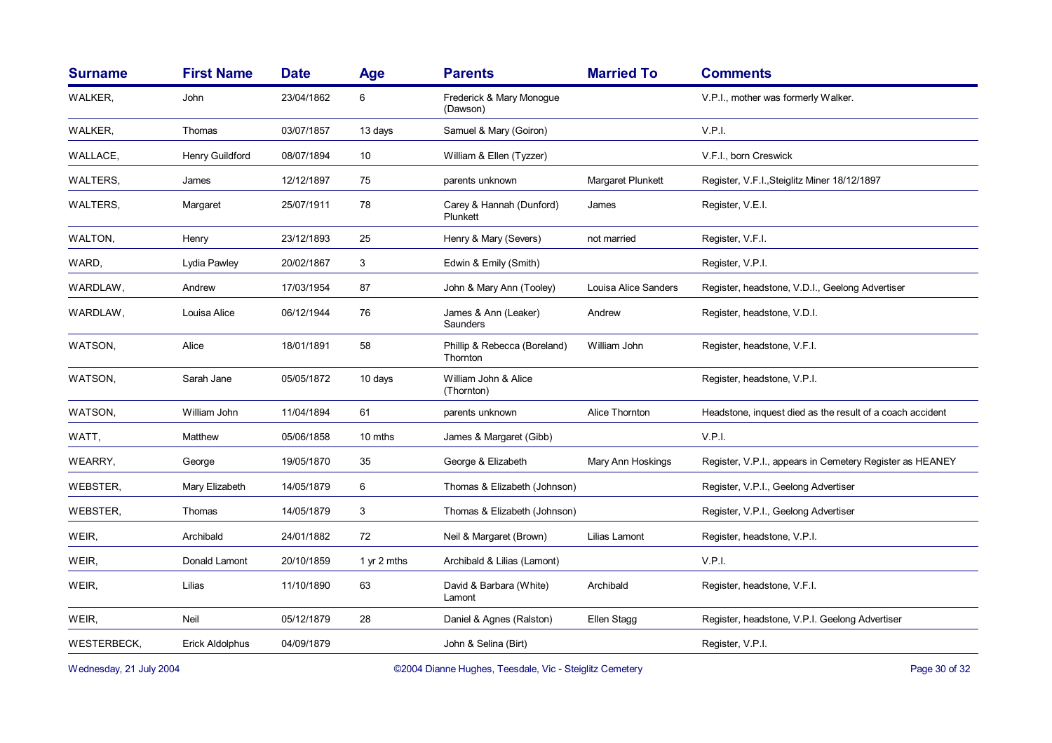| Surname | First Name | Date | Age | Parents | Married To | Comments |
|---|---|---|---|---|---|---|
| WALKER, | John | 23/04/1862 | 6 | Frederick & Mary Monogue (Dawson) | | V.P.I., mother was formerly Walker. |
| WALKER, | Thomas | 03/07/1857 | 13 days | Samuel & Mary (Goiron) | | V.P.I. |
| WALLACE, | Henry Guildford | 08/07/1894 | 10 | William & Ellen (Tyzzer) | | V.F.I., born Creswick |
| WALTERS, | James | 12/12/1897 | 75 | parents unknown | Margaret Plunkett | Register, V.F.I.,Steiglitz Miner 18/12/1897 |
| WALTERS, | Margaret | 25/07/1911 | 78 | Carey & Hannah (Dunford) Plunkett | James | Register, V.E.I. |
| WALTON, | Henry | 23/12/1893 | 25 | Henry & Mary (Severs) | not married | Register, V.F.I. |
| WARD, | Lydia Pawley | 20/02/1867 | 3 | Edwin & Emily (Smith) | | Register, V.P.I. |
| WARDLAW, | Andrew | 17/03/1954 | 87 | John & Mary Ann (Tooley) | Louisa Alice Sanders | Register, headstone, V.D.I., Geelong Advertiser |
| WARDLAW, | Louisa Alice | 06/12/1944 | 76 | James & Ann (Leaker) Saunders | Andrew | Register, headstone, V.D.I. |
| WATSON, | Alice | 18/01/1891 | 58 | Phillip & Rebecca (Boreland) Thornton | William John | Register, headstone, V.F.I. |
| WATSON, | Sarah Jane | 05/05/1872 | 10 days | William John & Alice (Thornton) | | Register, headstone, V.P.I. |
| WATSON, | William John | 11/04/1894 | 61 | parents unknown | Alice Thornton | Headstone, inquest died as the result of a coach accident |
| WATT, | Matthew | 05/06/1858 | 10 mths | James & Margaret (Gibb) | | V.P.I. |
| WEARRY, | George | 19/05/1870 | 35 | George & Elizabeth | Mary Ann Hoskings | Register, V.P.I., appears in Cemetery Register as HEANEY |
| WEBSTER, | Mary Elizabeth | 14/05/1879 | 6 | Thomas & Elizabeth (Johnson) | | Register, V.P.I., Geelong Advertiser |
| WEBSTER, | Thomas | 14/05/1879 | 3 | Thomas & Elizabeth (Johnson) | | Register, V.P.I., Geelong Advertiser |
| WEIR, | Archibald | 24/01/1882 | 72 | Neil & Margaret (Brown) | Lilias Lamont | Register, headstone, V.P.I. |
| WEIR, | Donald Lamont | 20/10/1859 | 1 yr 2 mths | Archibald & Lilias (Lamont) | | V.P.I. |
| WEIR, | Lilias | 11/10/1890 | 63 | David & Barbara (White) Lamont | Archibald | Register, headstone, V.F.I. |
| WEIR, | Neil | 05/12/1879 | 28 | Daniel & Agnes (Ralston) | Ellen Stagg | Register, headstone, V.P.I. Geelong Advertiser |
| WESTERBECK, | Erick Aldolphus | 04/09/1879 | | John & Selina (Birt) | | Register, V.P.I. |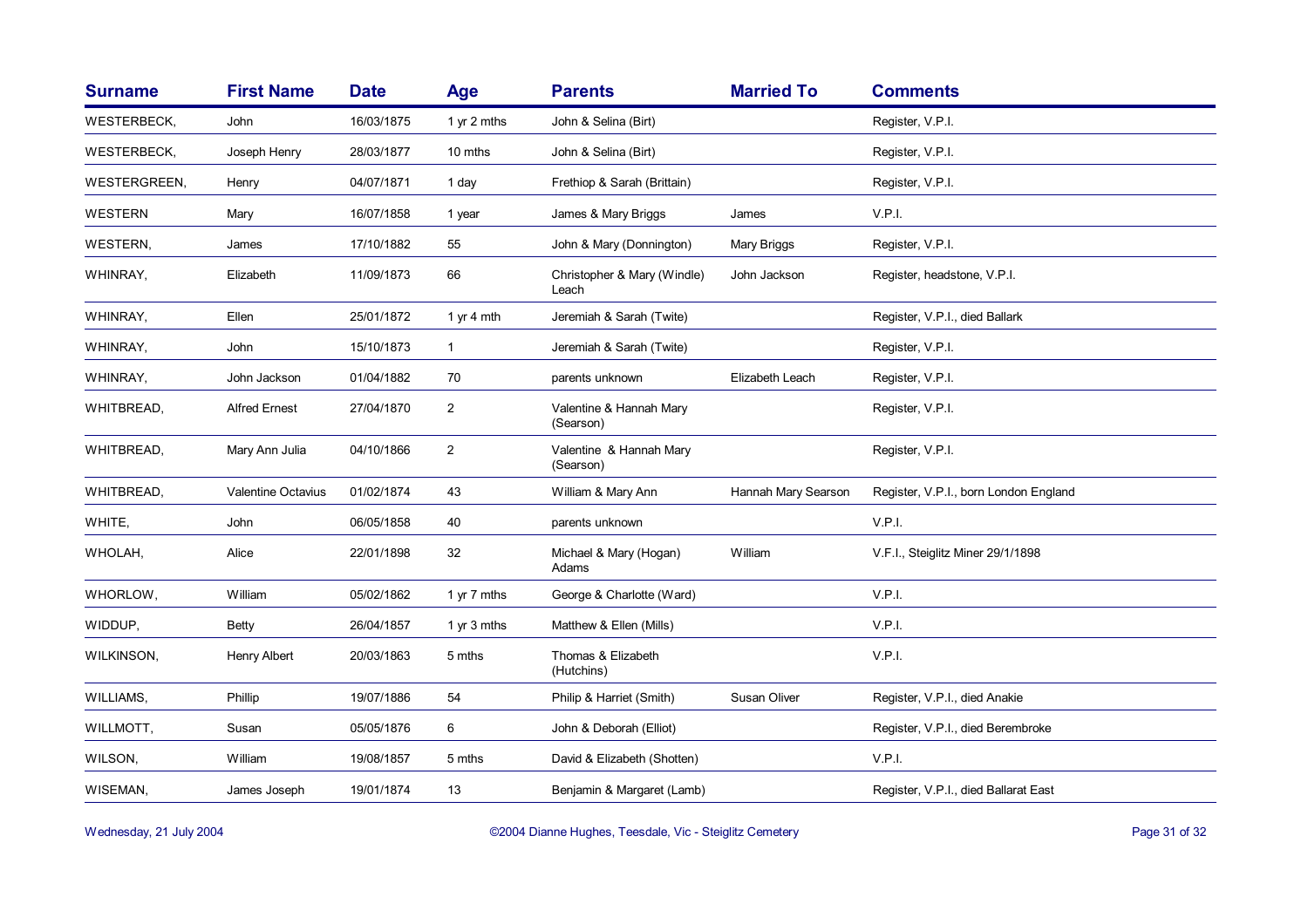| Surname | First Name | Date | Age | Parents | Married To | Comments |
|---|---|---|---|---|---|---|
| WESTERBECK, | John | 16/03/1875 | 1 yr 2 mths | John & Selina (Birt) | | Register, V.P.I. |
| WESTERBECK, | Joseph Henry | 28/03/1877 | 10 mths | John & Selina (Birt) | | Register, V.P.I. |
| WESTERGREEN, | Henry | 04/07/1871 | 1 day | Frethiop & Sarah (Brittain) | | Register, V.P.I. |
| WESTERN | Mary | 16/07/1858 | 1 year | James & Mary Briggs | James | V.P.I. |
| WESTERN, | James | 17/10/1882 | 55 | John & Mary (Donnington) | Mary Briggs | Register, V.P.I. |
| WHINRAY, | Elizabeth | 11/09/1873 | 66 | Christopher & Mary (Windle) Leach | John Jackson | Register, headstone, V.P.I. |
| WHINRAY, | Ellen | 25/01/1872 | 1 yr 4 mth | Jeremiah & Sarah (Twite) | | Register, V.P.I., died Ballark |
| WHINRAY, | John | 15/10/1873 | 1 | Jeremiah & Sarah (Twite) | | Register, V.P.I. |
| WHINRAY, | John Jackson | 01/04/1882 | 70 | parents unknown | Elizabeth Leach | Register, V.P.I. |
| WHITBREAD, | Alfred Ernest | 27/04/1870 | 2 | Valentine & Hannah Mary (Searson) | | Register, V.P.I. |
| WHITBREAD, | Mary Ann Julia | 04/10/1866 | 2 | Valentine & Hannah Mary (Searson) | | Register, V.P.I. |
| WHITBREAD, | Valentine Octavius | 01/02/1874 | 43 | William & Mary Ann | Hannah Mary Searson | Register, V.P.I., born London England |
| WHITE, | John | 06/05/1858 | 40 | parents unknown | | V.P.I. |
| WHOLAH, | Alice | 22/01/1898 | 32 | Michael & Mary (Hogan) Adams | William | V.F.I., Steiglitz Miner 29/1/1898 |
| WHORLOW, | William | 05/02/1862 | 1 yr 7 mths | George & Charlotte (Ward) | | V.P.I. |
| WIDDUP, | Betty | 26/04/1857 | 1 yr 3 mths | Matthew & Ellen (Mills) | | V.P.I. |
| WILKINSON, | Henry Albert | 20/03/1863 | 5 mths | Thomas & Elizabeth (Hutchins) | | V.P.I. |
| WILLIAMS, | Phillip | 19/07/1886 | 54 | Philip & Harriet (Smith) | Susan Oliver | Register, V.P.I., died Anakie |
| WILLMOTT, | Susan | 05/05/1876 | 6 | John & Deborah (Elliot) | | Register, V.P.I., died Berembroke |
| WILSON, | William | 19/08/1857 | 5 mths | David & Elizabeth (Shotten) | | V.P.I. |
| WISEMAN, | James Joseph | 19/01/1874 | 13 | Benjamin & Margaret (Lamb) | | Register, V.P.I., died Ballarat East |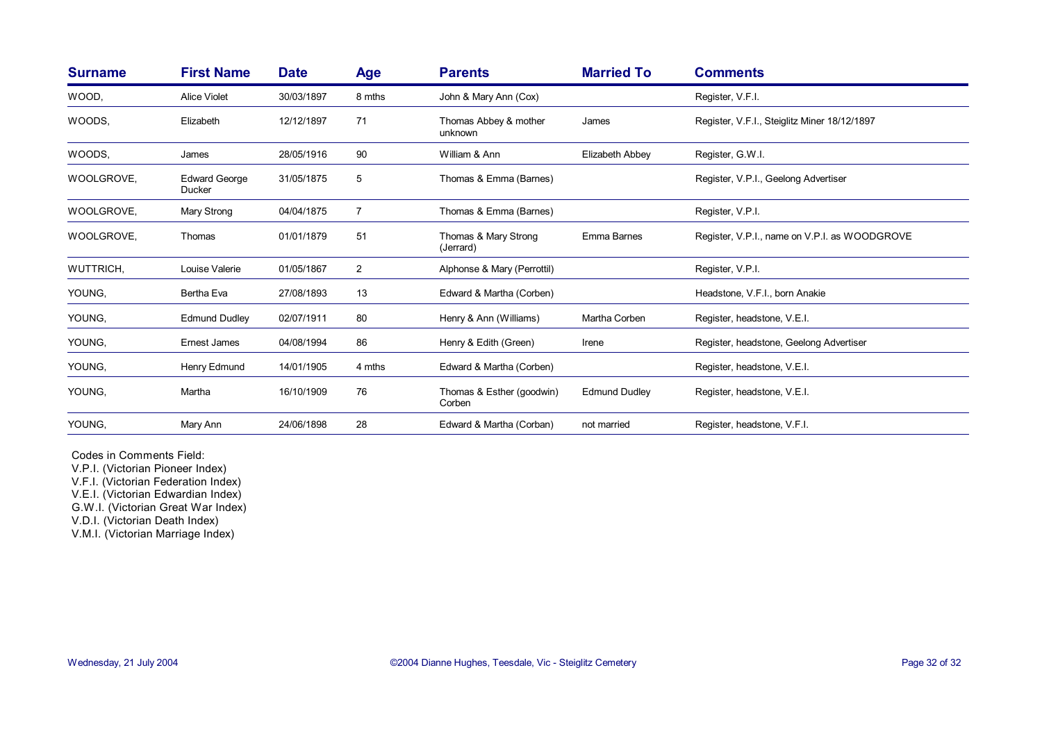| Surname | First Name | Date | Age | Parents | Married To | Comments |
|---|---|---|---|---|---|---|
| WOOD, | Alice Violet | 30/03/1897 | 8 mths | John & Mary Ann (Cox) | | Register, V.F.I. |
| WOODS, | Elizabeth | 12/12/1897 | 71 | Thomas Abbey & mother unknown | James | Register, V.F.I., Steiglitz Miner 18/12/1897 |
| WOODS, | James | 28/05/1916 | 90 | William & Ann | Elizabeth Abbey | Register, G.W.I. |
| WOOLGROVE, | Edward George Ducker | 31/05/1875 | 5 | Thomas & Emma (Barnes) | | Register, V.P.I., Geelong Advertiser |
| WOOLGROVE, | Mary Strong | 04/04/1875 | 7 | Thomas & Emma (Barnes) | | Register, V.P.I. |
| WOOLGROVE, | Thomas | 01/01/1879 | 51 | Thomas & Mary Strong (Jerrard) | Emma Barnes | Register, V.P.I., name on V.P.I. as WOODGROVE |
| WUTTRICH, | Louise Valerie | 01/05/1867 | 2 | Alphonse & Mary (Perrottil) | | Register, V.P.I. |
| YOUNG, | Bertha Eva | 27/08/1893 | 13 | Edward & Martha (Corben) | | Headstone, V.F.I., born Anakie |
| YOUNG, | Edmund Dudley | 02/07/1911 | 80 | Henry & Ann (Williams) | Martha Corben | Register, headstone, V.E.I. |
| YOUNG, | Ernest James | 04/08/1994 | 86 | Henry & Edith (Green) | Irene | Register, headstone, Geelong Advertiser |
| YOUNG, | Henry Edmund | 14/01/1905 | 4 mths | Edward & Martha (Corben) | | Register, headstone, V.E.I. |
| YOUNG, | Martha | 16/10/1909 | 76 | Thomas & Esther (goodwin) Corben | Edmund Dudley | Register, headstone, V.E.I. |
| YOUNG, | Mary Ann | 24/06/1898 | 28 | Edward & Martha (Corban) | not married | Register, headstone, V.F.I. |

Codes in Comments Field:
V.P.I. (Victorian Pioneer Index)
V.F.I. (Victorian Federation Index)
V.E.I. (Victorian Edwardian Index)
G.W.I. (Victorian Great War Index)
V.D.I. (Victorian Death Index)
V.M.I. (Victorian Marriage Index)